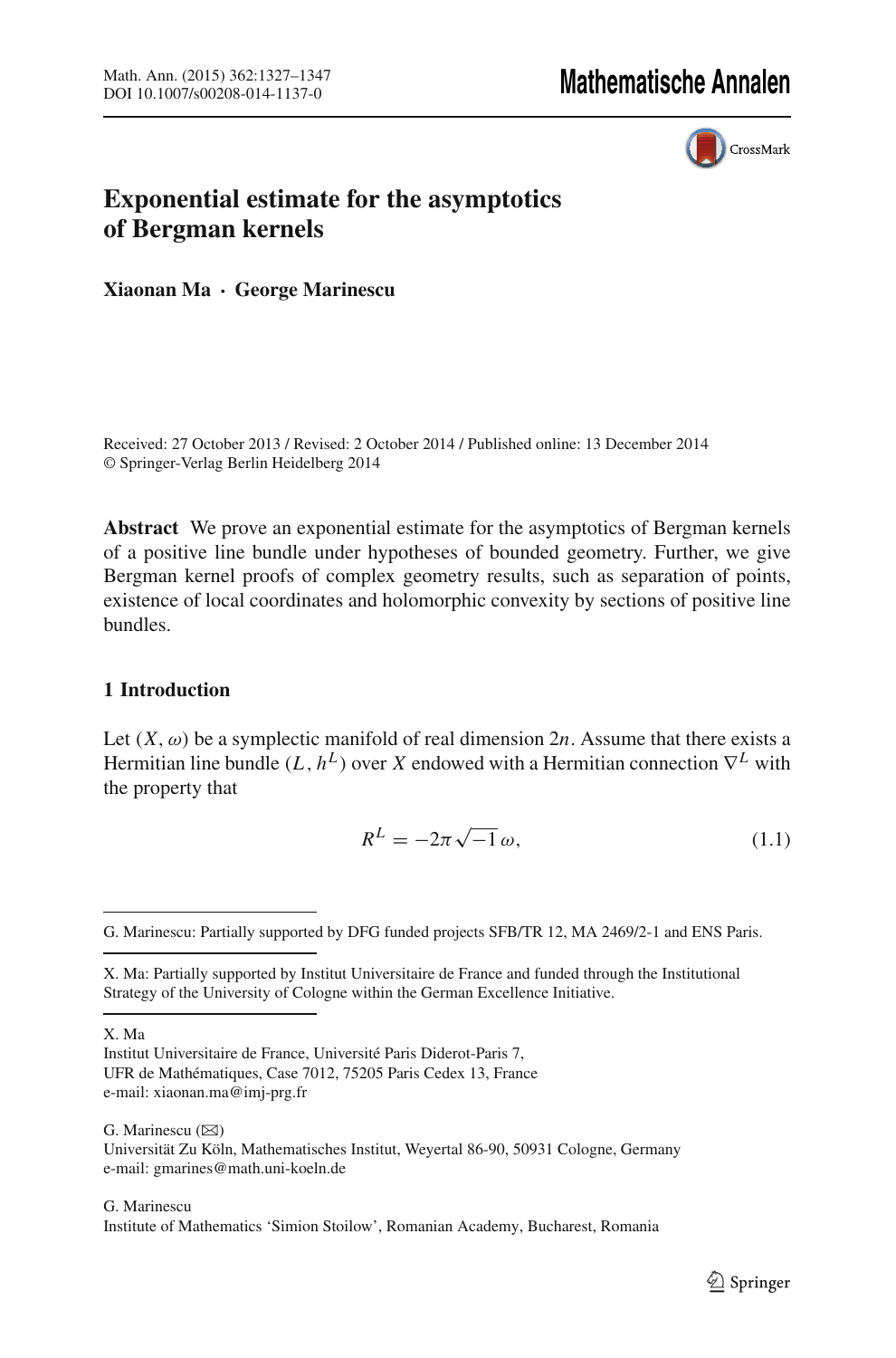# Exponential estimate for the asymptotics of Bergman kernels

**Xiaonan Ma · George Marinescu**

Received: 27 October 2013 / Revised: 2 October 2014 / Published online: 13 December 2014
© Springer-Verlag Berlin Heidelberg 2014

**Abstract** We prove an exponential estimate for the asymptotics of Bergman kernels of a positive line bundle under hypotheses of bounded geometry. Further, we give Bergman kernel proofs of complex geometry results, such as separation of points, existence of local coordinates and holomorphic convexity by sections of positive line bundles.

## 1 Introduction

Let $(X, \omega)$ be a symplectic manifold of real dimension $2n$. Assume that there exists a Hermitian line bundle $(L, h^L)$ over $X$ endowed with a Hermitian connection $\nabla^L$ with the property that

$$R^L = -2\pi\sqrt{-1}\,\omega, \tag{1.1}$$

---

G. Marinescu: Partially supported by DFG funded projects SFB/TR 12, MA 2469/2-1 and ENS Paris.

X. Ma: Partially supported by Institut Universitaire de France and funded through the Institutional Strategy of the University of Cologne within the German Excellence Initiative.

X. Ma
Institut Universitaire de France, Université Paris Diderot-Paris 7,
UFR de Mathématiques, Case 7012, 75205 Paris Cedex 13, France
e-mail: xiaonan.ma@imj-prg.fr

G. Marinescu (✉)
Universität Zu Köln, Mathematisches Institut, Weyertal 86-90, 50931 Cologne, Germany
e-mail: gmarines@math.uni-koeln.de

G. Marinescu
Institute of Mathematics 'Simion Stoilow', Romanian Academy, Bucharest, Romania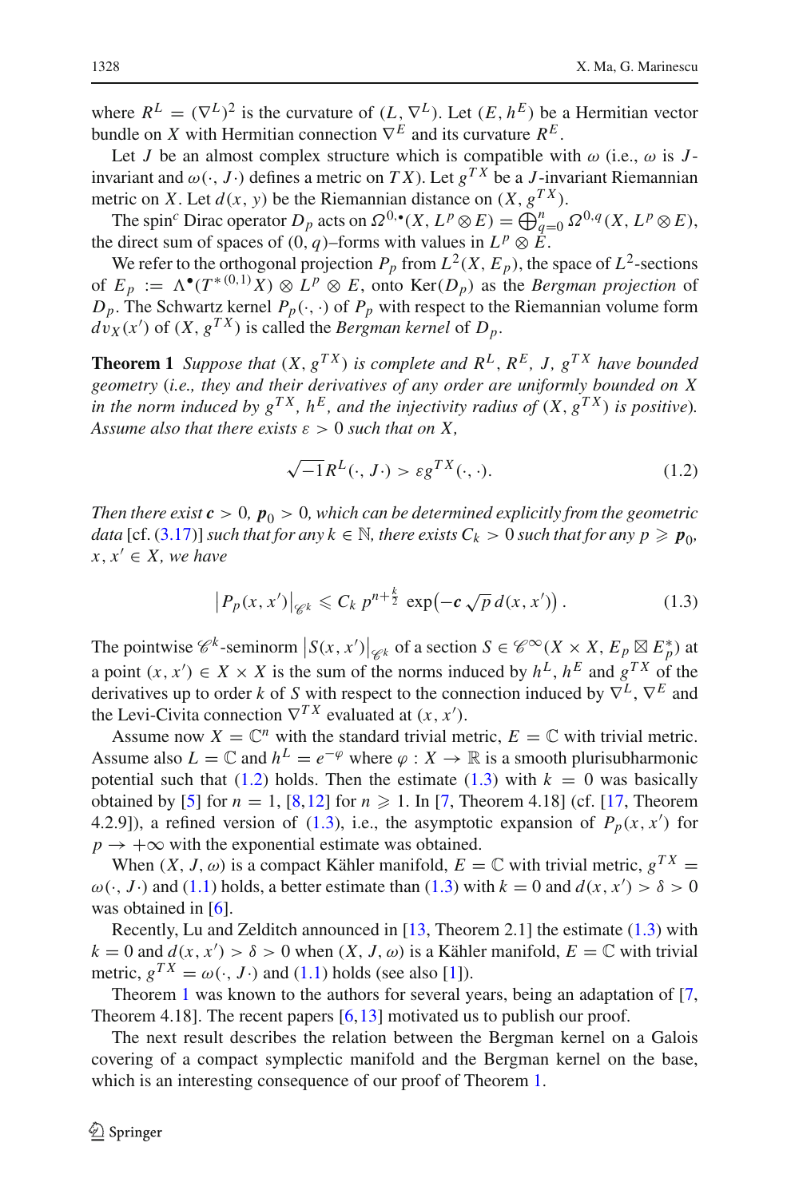where $R^L = (\nabla^L)^2$ is the curvature of $(L, \nabla^L)$. Let $(E, h^E)$ be a Hermitian vector bundle on $X$ with Hermitian connection $\nabla^E$ and its curvature $R^E$.

Let $J$ be an almost complex structure which is compatible with $\omega$ (i.e., $\omega$ is $J$-invariant and $\omega(\cdot, J\cdot)$ defines a metric on $TX$). Let $g^{TX}$ be a $J$-invariant Riemannian metric on $X$. Let $d(x, y)$ be the Riemannian distance on $(X, g^{TX})$.

The spin$^c$ Dirac operator $D_p$ acts on $\Omega^{0,\bullet}(X, L^p \otimes E) = \bigoplus_{q=0}^n \Omega^{0,q}(X, L^p \otimes E)$, the direct sum of spaces of $(0, q)$–forms with values in $L^p \otimes E$.

We refer to the orthogonal projection $P_p$ from $L^2(X, E_p)$, the space of $L^2$-sections of $E_p := \Lambda^\bullet(T^{*(0,1)}X) \otimes L^p \otimes E$, onto $\operatorname{Ker}(D_p)$ as the *Bergman projection* of $D_p$. The Schwartz kernel $P_p(\cdot, \cdot)$ of $P_p$ with respect to the Riemannian volume form $dv_X(x')$ of $(X, g^{TX})$ is called the *Bergman kernel* of $D_p$.

**Theorem 1** *Suppose that $(X, g^{TX})$ is complete and $R^L$, $R^E$, $J$, $g^{TX}$ have bounded geometry (i.e., they and their derivatives of any order are uniformly bounded on $X$ in the norm induced by $g^{TX}$, $h^E$, and the injectivity radius of $(X, g^{TX})$ is positive). Assume also that there exists $\varepsilon > 0$ such that on $X$,*

$$\sqrt{-1}R^L(\cdot, J\cdot) > \varepsilon g^{TX}(\cdot, \cdot). \tag{1.2}$$

*Then there exist $\boldsymbol{c} > 0$, $\boldsymbol{p}_0 > 0$, which can be determined explicitly from the geometric data* [cf. (3.17)] *such that for any $k \in \mathbb{N}$, there exists $C_k > 0$ such that for any $p \geqslant \boldsymbol{p}_0$, $x, x' \in X$, we have*

$$\left|P_p(x, x')\right|_{\mathscr{C}^k} \leqslant C_k\, p^{n+\frac{k}{2}} \exp\left(-\boldsymbol{c}\sqrt{p}\, d(x, x')\right). \tag{1.3}$$

The pointwise $\mathscr{C}^k$-seminorm $\left|S(x, x')\right|_{\mathscr{C}^k}$ of a section $S \in \mathscr{C}^\infty(X \times X, E_p \boxtimes E_p^*)$ at a point $(x, x') \in X \times X$ is the sum of the norms induced by $h^L$, $h^E$ and $g^{TX}$ of the derivatives up to order $k$ of $S$ with respect to the connection induced by $\nabla^L$, $\nabla^E$ and the Levi-Civita connection $\nabla^{TX}$ evaluated at $(x, x')$.

Assume now $X = \mathbb{C}^n$ with the standard trivial metric, $E = \mathbb{C}$ with trivial metric. Assume also $L = \mathbb{C}$ and $h^L = e^{-\varphi}$ where $\varphi : X \to \mathbb{R}$ is a smooth plurisubharmonic potential such that (1.2) holds. Then the estimate (1.3) with $k = 0$ was basically obtained by [5] for $n = 1$, [8,12] for $n \geqslant 1$. In [7, Theorem 4.18] (cf. [17, Theorem 4.2.9]), a refined version of (1.3), i.e., the asymptotic expansion of $P_p(x, x')$ for $p \to +\infty$ with the exponential estimate was obtained.

When $(X, J, \omega)$ is a compact Kähler manifold, $E = \mathbb{C}$ with trivial metric, $g^{TX} = \omega(\cdot, J\cdot)$ and (1.1) holds, a better estimate than (1.3) with $k = 0$ and $d(x, x') > \delta > 0$ was obtained in [6].

Recently, Lu and Zelditch announced in [13, Theorem 2.1] the estimate (1.3) with $k = 0$ and $d(x, x') > \delta > 0$ when $(X, J, \omega)$ is a Kähler manifold, $E = \mathbb{C}$ with trivial metric, $g^{TX} = \omega(\cdot, J\cdot)$ and (1.1) holds (see also [1]).

Theorem 1 was known to the authors for several years, being an adaptation of [7, Theorem 4.18]. The recent papers [6,13] motivated us to publish our proof.

The next result describes the relation between the Bergman kernel on a Galois covering of a compact symplectic manifold and the Bergman kernel on the base, which is an interesting consequence of our proof of Theorem 1.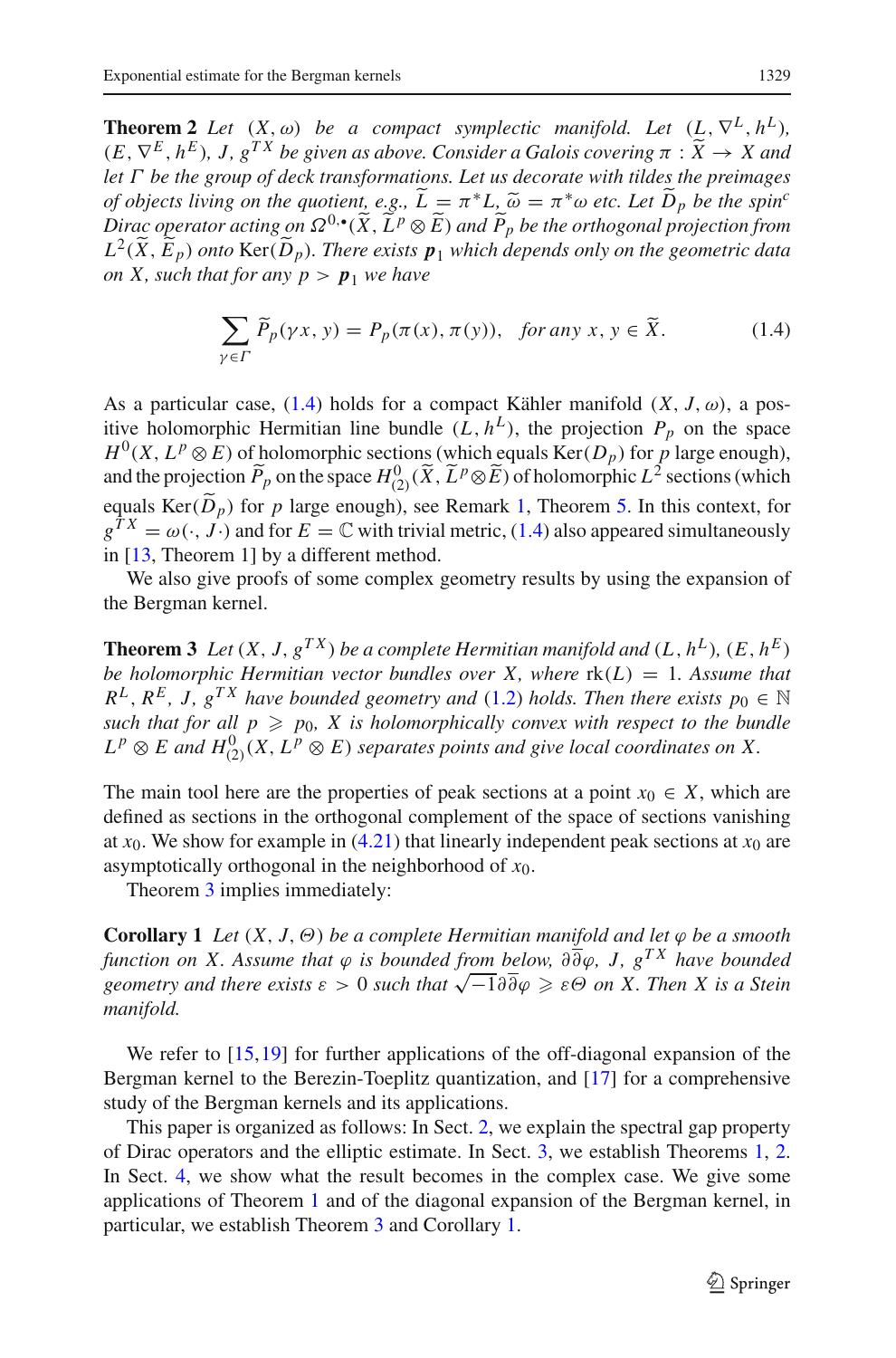**Theorem 2** *Let $(X, \omega)$ be a compact symplectic manifold. Let $(L, \nabla^L, h^L)$, $(E, \nabla^E, h^E)$, $J$, $g^{TX}$ be given as above. Consider a Galois covering $\pi : \widetilde{X} \to X$ and let $\Gamma$ be the group of deck transformations. Let us decorate with tildes the preimages of objects living on the quotient, e.g., $\widetilde{L} = \pi^* L$, $\widetilde{\omega} = \pi^* \omega$ etc. Let $\widetilde{D}_p$ be the spin$^c$ Dirac operator acting on $\Omega^{0,\bullet}(\widetilde{X}, \widetilde{L}^p \otimes \widetilde{E})$ and $\widetilde{P}_p$ be the orthogonal projection from $L^2(\widetilde{X}, \widetilde{E}_p)$ onto $\mathrm{Ker}(\widetilde{D}_p)$. There exists $\boldsymbol{p}_1$ which depends only on the geometric data on $X$, such that for any $p > \boldsymbol{p}_1$ we have*

$$\sum_{\gamma \in \Gamma} \widetilde{P}_p(\gamma x, y) = P_p(\pi(x), \pi(y)), \quad \text{for any } x, y \in \widetilde{X}. \tag{1.4}$$

As a particular case, (1.4) holds for a compact Kähler manifold $(X, J, \omega)$, a positive holomorphic Hermitian line bundle $(L, h^L)$, the projection $P_p$ on the space $H^0(X, L^p \otimes E)$ of holomorphic sections (which equals $\mathrm{Ker}(D_p)$ for $p$ large enough), and the projection $\widetilde{P}_p$ on the space $H^0_{(2)}(\widetilde{X}, \widetilde{L}^p \otimes \widetilde{E})$ of holomorphic $L^2$ sections (which equals $\mathrm{Ker}(\widetilde{D}_p)$ for $p$ large enough), see Remark 1, Theorem 5. In this context, for $g^{TX} = \omega(\cdot, J\cdot)$ and for $E = \mathbb{C}$ with trivial metric, (1.4) also appeared simultaneously in [13, Theorem 1] by a different method.

We also give proofs of some complex geometry results by using the expansion of the Bergman kernel.

**Theorem 3** *Let $(X, J, g^{TX})$ be a complete Hermitian manifold and $(L, h^L)$, $(E, h^E)$ be holomorphic Hermitian vector bundles over $X$, where $\mathrm{rk}(L) = 1$. Assume that $R^L$, $R^E$, $J$, $g^{TX}$ have bounded geometry and (1.2) holds. Then there exists $p_0 \in \mathbb{N}$ such that for all $p \geqslant p_0$, $X$ is holomorphically convex with respect to the bundle $L^p \otimes E$ and $H^0_{(2)}(X, L^p \otimes E)$ separates points and give local coordinates on $X$.*

The main tool here are the properties of peak sections at a point $x_0 \in X$, which are defined as sections in the orthogonal complement of the space of sections vanishing at $x_0$. We show for example in (4.21) that linearly independent peak sections at $x_0$ are asymptotically orthogonal in the neighborhood of $x_0$.

Theorem 3 implies immediately:

**Corollary 1** *Let $(X, J, \Theta)$ be a complete Hermitian manifold and let $\varphi$ be a smooth function on $X$. Assume that $\varphi$ is bounded from below, $\partial\overline{\partial}\varphi$, $J$, $g^{TX}$ have bounded geometry and there exists $\varepsilon > 0$ such that $\sqrt{-1}\partial\overline{\partial}\varphi \geqslant \varepsilon\Theta$ on $X$. Then $X$ is a Stein manifold.*

We refer to [15,19] for further applications of the off-diagonal expansion of the Bergman kernel to the Berezin-Toeplitz quantization, and [17] for a comprehensive study of the Bergman kernels and its applications.

This paper is organized as follows: In Sect. 2, we explain the spectral gap property of Dirac operators and the elliptic estimate. In Sect. 3, we establish Theorems 1, 2. In Sect. 4, we show what the result becomes in the complex case. We give some applications of Theorem 1 and of the diagonal expansion of the Bergman kernel, in particular, we establish Theorem 3 and Corollary 1.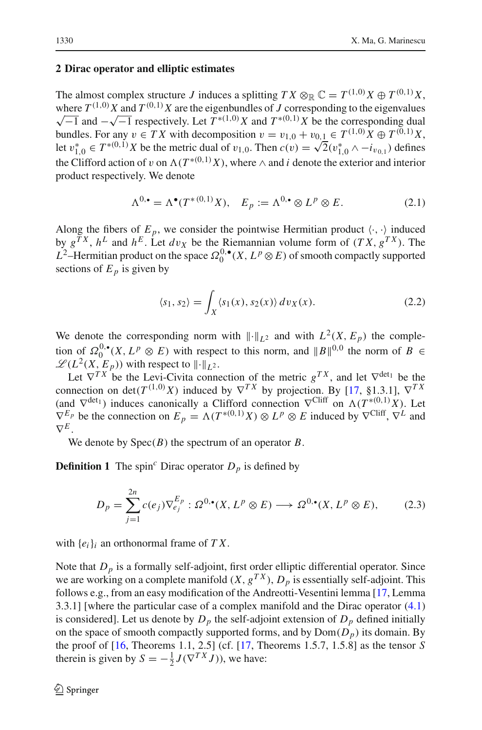## 2 Dirac operator and elliptic estimates

The almost complex structure $J$ induces a splitting $TX \otimes_{\mathbb{R}} \mathbb{C} = T^{(1,0)}X \oplus T^{(0,1)}X$, where $T^{(1,0)}X$ and $T^{(0,1)}X$ are the eigenbundles of $J$ corresponding to the eigenvalues $\sqrt{-1}$ and $-\sqrt{-1}$ respectively. Let $T^{*(1,0)}X$ and $T^{*(0,1)}X$ be the corresponding dual bundles. For any $v \in TX$ with decomposition $v = v_{1,0} + v_{0,1} \in T^{(1,0)}X \oplus T^{(0,1)}X$, let $v^*_{1,0} \in T^{*(0,1)}X$ be the metric dual of $v_{1,0}$. Then $c(v) = \sqrt{2}(v^*_{1,0} \wedge -i_{v_{0,1}})$ defines the Clifford action of $v$ on $\Lambda(T^{*(0,1)}X)$, where $\wedge$ and $i$ denote the exterior and interior product respectively. We denote

$$\Lambda^{0,\bullet} = \Lambda^{\bullet}(T^{*(0,1)}X), \quad E_p := \Lambda^{0,\bullet} \otimes L^p \otimes E. \tag{2.1}$$

Along the fibers of $E_p$, we consider the pointwise Hermitian product $\langle \cdot, \cdot \rangle$ induced by $g^{TX}$, $h^L$ and $h^E$. Let $dv_X$ be the Riemannian volume form of $(TX, g^{TX})$. The $L^2$–Hermitian product on the space $\Omega_0^{0,\bullet}(X, L^p \otimes E)$ of smooth compactly supported sections of $E_p$ is given by

$$\langle s_1, s_2 \rangle = \int_X \langle s_1(x), s_2(x) \rangle \, dv_X(x). \tag{2.2}$$

We denote the corresponding norm with $\|\cdot\|_{L^2}$ and with $L^2(X, E_p)$ the completion of $\Omega_0^{0,\bullet}(X, L^p \otimes E)$ with respect to this norm, and $\|B\|^{0,0}$ the norm of $B \in \mathscr{L}(L^2(X, E_p))$ with respect to $\|\cdot\|_{L^2}$.

Let $\nabla^{TX}$ be the Levi-Civita connection of the metric $g^{TX}$, and let $\nabla^{\det_1}$ be the connection on $\det(T^{(1,0)}X)$ induced by $\nabla^{TX}$ by projection. By [17, §1.3.1], $\nabla^{TX}$ (and $\nabla^{\det_1}$) induces canonically a Clifford connection $\nabla^{\mathrm{Cliff}}$ on $\Lambda(T^{*(0,1)}X)$. Let $\nabla^{E_p}$ be the connection on $E_p = \Lambda(T^{*(0,1)}X) \otimes L^p \otimes E$ induced by $\nabla^{\mathrm{Cliff}}$, $\nabla^L$ and $\nabla^E$.

We denote by $\mathrm{Spec}(B)$ the spectrum of an operator $B$.

**Definition 1** The spin$^c$ Dirac operator $D_p$ is defined by

$$D_p = \sum_{j=1}^{2n} c(e_j) \nabla^{E_p}_{e_j} : \Omega^{0,\bullet}(X, L^p \otimes E) \longrightarrow \Omega^{0,\bullet}(X, L^p \otimes E), \tag{2.3}$$

with $\{e_i\}_i$ an orthonormal frame of $TX$.

Note that $D_p$ is a formally self-adjoint, first order elliptic differential operator. Since we are working on a complete manifold $(X, g^{TX})$, $D_p$ is essentially self-adjoint. This follows e.g., from an easy modification of the Andreotti-Vesentini lemma [17, Lemma 3.3.1] [where the particular case of a complex manifold and the Dirac operator (4.1) is considered]. Let us denote by $D_p$ the self-adjoint extension of $D_p$ defined initially on the space of smooth compactly supported forms, and by $\mathrm{Dom}(D_p)$ its domain. By the proof of [16, Theorems 1.1, 2.5] (cf. [17, Theorems 1.5.7, 1.5.8] as the tensor $S$ therein is given by $S = -\frac{1}{2}J(\nabla^{TX}J)$), we have: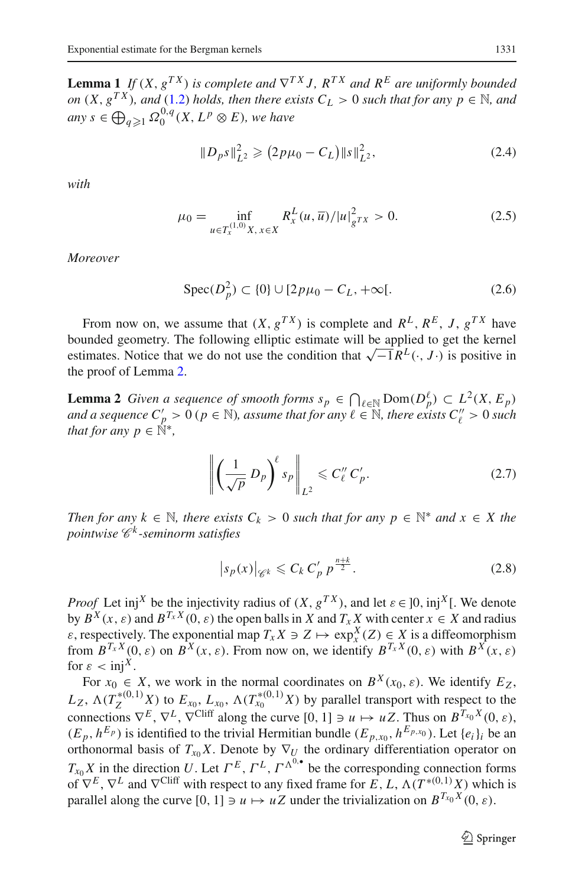**Lemma 1** *If $(X, g^{TX})$ is complete and $\nabla^{TX} J$, $R^{TX}$ and $R^E$ are uniformly bounded on $(X, g^{TX})$, and (1.2) holds, then there exists $C_L > 0$ such that for any $p \in \mathbb{N}$, and any $s \in \bigoplus_{q \geqslant 1} \Omega_0^{0,q}(X, L^p \otimes E)$, we have*

$$\|D_p s\|_{L^2}^2 \geqslant \big(2p\mu_0 - C_L\big)\|s\|_{L^2}^2, \tag{2.4}$$

*with*

$$\mu_0 = \inf_{u \in T_x^{(1,0)}X,\, x \in X} R_x^L(u, \overline{u})/|u|_{g^{TX}}^2 > 0. \tag{2.5}$$

*Moreover*

$$\operatorname{Spec}(D_p^2) \subset \{0\} \cup [2p\mu_0 - C_L, +\infty[. \tag{2.6}$$

From now on, we assume that $(X, g^{TX})$ is complete and $R^L$, $R^E$, $J$, $g^{TX}$ have bounded geometry. The following elliptic estimate will be applied to get the kernel estimates. Notice that we do not use the condition that $\sqrt{-1}R^L(\cdot, J\cdot)$ is positive in the proof of Lemma 2.

**Lemma 2** *Given a sequence of smooth forms $s_p \in \bigcap_{\ell \in \mathbb{N}} \operatorname{Dom}(D_p^\ell) \subset L^2(X, E_p)$ and a sequence $C'_p > 0$ $(p \in \mathbb{N})$, assume that for any $\ell \in \mathbb{N}$, there exists $C''_\ell > 0$ such that for any $p \in \mathbb{N}^*$,*

$$\left\| \left( \frac{1}{\sqrt{p}} D_p \right)^\ell s_p \right\|_{L^2} \leqslant C''_\ell C'_p. \tag{2.7}$$

*Then for any $k \in \mathbb{N}$, there exists $C_k > 0$ such that for any $p \in \mathbb{N}^*$ and $x \in X$ the pointwise $\mathscr{C}^k$-seminorm satisfies*

$$\big|s_p(x)\big|_{\mathscr{C}^k} \leqslant C_k\, C'_p\, p^{\frac{n+k}{2}}. \tag{2.8}$$

*Proof* Let $\operatorname{inj}^X$ be the injectivity radius of $(X, g^{TX})$, and let $\varepsilon \in ]0, \operatorname{inj}^X[$. We denote by $B^X(x, \varepsilon)$ and $B^{T_xX}(0, \varepsilon)$ the open balls in $X$ and $T_xX$ with center $x \in X$ and radius $\varepsilon$, respectively. The exponential map $T_xX \ni Z \mapsto \exp_x^X(Z) \in X$ is a diffeomorphism from $B^{T_xX}(0, \varepsilon)$ on $B^X(x, \varepsilon)$. From now on, we identify $B^{T_xX}(0, \varepsilon)$ with $B^X(x, \varepsilon)$ for $\varepsilon < \operatorname{inj}^X$.

For $x_0 \in X$, we work in the normal coordinates on $B^X(x_0, \varepsilon)$. We identify $E_Z$, $L_Z$, $\Lambda(T_Z^{*(0,1)}X)$ to $E_{x_0}$, $L_{x_0}$, $\Lambda(T_{x_0}^{*(0,1)}X)$ by parallel transport with respect to the connections $\nabla^E$, $\nabla^L$, $\nabla^{\mathrm{Cliff}}$ along the curve $[0, 1] \ni u \mapsto uZ$. Thus on $B^{T_{x_0}X}(0, \varepsilon)$, $(E_p, h^{E_p})$ is identified to the trivial Hermitian bundle $(E_{p,x_0}, h^{E_{p,x_0}})$. Let $\{e_i\}_i$ be an orthonormal basis of $T_{x_0}X$. Denote by $\nabla_U$ the ordinary differentiation operator on $T_{x_0}X$ in the direction $U$. Let $\Gamma^E$, $\Gamma^L$, $\Gamma^{\Lambda^{0,\bullet}}$ be the corresponding connection forms of $\nabla^E$, $\nabla^L$ and $\nabla^{\mathrm{Cliff}}$ with respect to any fixed frame for $E$, $L$, $\Lambda(T^{*(0,1)}X)$ which is parallel along the curve $[0, 1] \ni u \mapsto uZ$ under the trivialization on $B^{T_{x_0}X}(0, \varepsilon)$.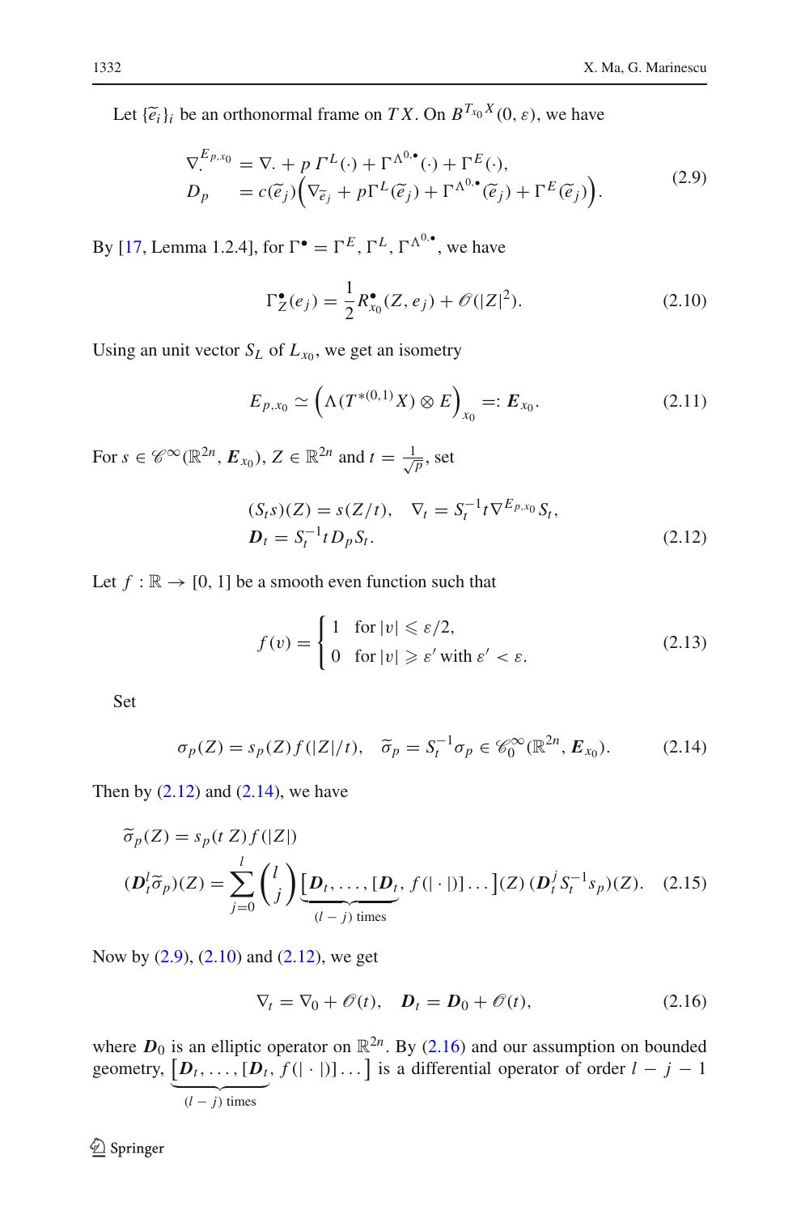Let $\{\widetilde{e}_i\}_i$ be an orthonormal frame on $TX$. On $B^{T_{x_0}X}(0,\varepsilon)$, we have

$$
\begin{aligned}
\nabla_{\cdot}^{E_{p,x_0}} &= \nabla_{\cdot} + p\,\Gamma^L(\cdot) + \Gamma^{\Lambda^{0,\bullet}}(\cdot) + \Gamma^E(\cdot),\\
D_p &= c(\widetilde{e}_j)\Big(\nabla_{\widetilde{e}_j} + p\Gamma^L(\widetilde{e}_j) + \Gamma^{\Lambda^{0,\bullet}}(\widetilde{e}_j) + \Gamma^E(\widetilde{e}_j)\Big).
\end{aligned}
\tag{2.9}
$$

By [17, Lemma 1.2.4], for $\Gamma^\bullet = \Gamma^E, \Gamma^L, \Gamma^{\Lambda^{0,\bullet}}$, we have

$$
\Gamma_Z^\bullet(e_j) = \frac{1}{2} R_{x_0}^\bullet(Z, e_j) + \mathscr{O}(|Z|^2). \tag{2.10}
$$

Using an unit vector $S_L$ of $L_{x_0}$, we get an isometry

$$
E_{p,x_0} \simeq \Big(\Lambda(T^{*(0,1)}X)\otimes E\Big)_{x_0} =: \boldsymbol{E}_{x_0}. \tag{2.11}
$$

For $s \in \mathscr{C}^\infty(\mathbb{R}^{2n}, \boldsymbol{E}_{x_0})$, $Z \in \mathbb{R}^{2n}$ and $t = \frac{1}{\sqrt{p}}$, set

$$
\begin{aligned}
(S_t s)(Z) &= s(Z/t), \quad \nabla_t = S_t^{-1} t \nabla^{E_{p,x_0}} S_t,\\
\boldsymbol{D}_t &= S_t^{-1} t D_p S_t.
\end{aligned}
\tag{2.12}
$$

Let $f : \mathbb{R} \to [0,1]$ be a smooth even function such that

$$
f(v) = \begin{cases} 1 & \text{for } |v| \leqslant \varepsilon/2,\\ 0 & \text{for } |v| \geqslant \varepsilon' \text{ with } \varepsilon' < \varepsilon. \end{cases} \tag{2.13}
$$

Set

$$
\sigma_p(Z) = s_p(Z) f(|Z|/t), \quad \widetilde{\sigma}_p = S_t^{-1}\sigma_p \in \mathscr{C}_0^\infty(\mathbb{R}^{2n}, \boldsymbol{E}_{x_0}). \tag{2.14}
$$

Then by (2.12) and (2.14), we have

$$
\begin{aligned}
&\widetilde{\sigma}_p(Z) = s_p(t\,Z) f(|Z|)\\
&(\boldsymbol{D}_t^l \widetilde{\sigma}_p)(Z) = \sum_{j=0}^{l} \binom{l}{j} \underbrace{\big[\boldsymbol{D}_t, \ldots, [\boldsymbol{D}_t}_{(l-j)\text{ times}}, f(|\cdot|)]\ldots\big](Z)\, (\boldsymbol{D}_t^j S_t^{-1} s_p)(Z).
\end{aligned}
\tag{2.15}
$$

Now by (2.9), (2.10) and (2.12), we get

$$
\nabla_t = \nabla_0 + \mathscr{O}(t), \quad \boldsymbol{D}_t = \boldsymbol{D}_0 + \mathscr{O}(t), \tag{2.16}
$$

where $\boldsymbol{D}_0$ is an elliptic operator on $\mathbb{R}^{2n}$. By (2.16) and our assumption on bounded geometry, $\underbrace{\big[\boldsymbol{D}_t, \ldots, [\boldsymbol{D}_t}_{(l-j)\text{ times}}, f(|\cdot|)]\ldots\big]$ is a differential operator of order $l-j-1$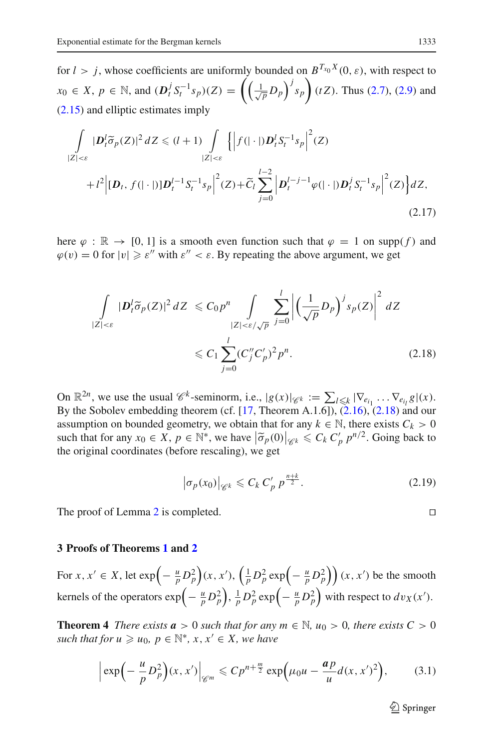for $l > j$, whose coefficients are uniformly bounded on $B^{T_{x_0}X}(0, \varepsilon)$, with respect to $x_0 \in X$, $p \in \mathbb{N}$, and $(\boldsymbol{D}_t^j S_t^{-1} s_p)(Z) = \left(\left(\frac{1}{\sqrt{p}} D_p\right)^j s_p\right)(tZ)$. Thus (2.7), (2.9) and (2.15) and elliptic estimates imply

$$
\begin{aligned}
\int\limits_{|Z|<\varepsilon} |\boldsymbol{D}_t^l \widetilde{\sigma}_p(Z)|^2 \, dZ \leqslant (l+1) \int\limits_{|Z|<\varepsilon} \Big\{ \Big| f(|\cdot|) \boldsymbol{D}_t^l S_t^{-1} s_p \Big|^2 (Z) \\
+ l^2 \Big| [\boldsymbol{D}_t, f(|\cdot|)] \boldsymbol{D}_t^{l-1} S_t^{-1} s_p \Big|^2 (Z) + \widetilde{C}_l \sum_{j=0}^{l-2} \Big| \boldsymbol{D}_t^{l-j-1} \varphi(|\cdot|) \boldsymbol{D}_t^j S_t^{-1} s_p \Big|^2 (Z) \Big\} dZ,
\end{aligned}
\tag{2.17}
$$

here $\varphi : \mathbb{R} \to [0, 1]$ is a smooth even function such that $\varphi = 1$ on $\mathrm{supp}(f)$ and $\varphi(v) = 0$ for $|v| \geqslant \varepsilon''$ with $\varepsilon'' < \varepsilon$. By repeating the above argument, we get

$$
\begin{aligned}
\int\limits_{|Z|<\varepsilon} |\boldsymbol{D}_t^l \widetilde{\sigma}_p(Z)|^2 \, dZ &\leqslant C_0 p^n \int\limits_{|Z|<\varepsilon/\sqrt{p}} \sum_{j=0}^{l} \left| \left( \frac{1}{\sqrt{p}} D_p \right)^j s_p(Z) \right|^2 dZ \\
&\leqslant C_1 \sum_{j=0}^{l} (C_j'' C_p')^2 p^n.
\end{aligned}
\tag{2.18}
$$

On $\mathbb{R}^{2n}$, we use the usual $\mathscr{C}^k$-seminorm, i.e., $|g(x)|_{\mathscr{C}^k} := \sum_{l \leqslant k} |\nabla_{e_{i_1}} \dots \nabla_{e_{i_l}} g|(x)$. By the Sobolev embedding theorem (cf. [17, Theorem A.1.6]), (2.16), (2.18) and our assumption on bounded geometry, we obtain that for any $k \in \mathbb{N}$, there exists $C_k > 0$ such that for any $x_0 \in X$, $p \in \mathbb{N}^*$, we have $\left|\widetilde{\sigma}_p(0)\right|_{\mathscr{C}^k} \leqslant C_k \, C_p' \, p^{n/2}$. Going back to the original coordinates (before rescaling), we get

$$
\left|\sigma_p(x_0)\right|_{\mathscr{C}^k} \leqslant C_k \, C_p' \, p^{\frac{n+k}{2}}. \tag{2.19}
$$

The proof of Lemma 2 is completed. $\square$

## 3 Proofs of Theorems 1 and 2

For $x, x' \in X$, let $\exp\left(-\frac{u}{p} D_p^2\right)(x, x')$, $\left(\frac{1}{p} D_p^2 \exp\left(-\frac{u}{p} D_p^2\right)\right)(x, x')$ be the smooth kernels of the operators $\exp\left(-\frac{u}{p} D_p^2\right)$, $\frac{1}{p} D_p^2 \exp\left(-\frac{u}{p} D_p^2\right)$ with respect to $dv_X(x')$.

**Theorem 4** *There exists $\boldsymbol{a} > 0$ such that for any $m \in \mathbb{N}$, $u_0 > 0$, there exists $C > 0$ such that for $u \geqslant u_0$, $p \in \mathbb{N}^*$, $x, x' \in X$, we have*

$$
\left| \exp\left(-\frac{u}{p} D_p^2\right)(x, x') \right|_{\mathscr{C}^m} \leqslant C p^{n+\frac{m}{2}} \exp\left(\mu_0 u - \frac{\boldsymbol{a} p}{u} d(x, x')^2\right), \tag{3.1}
$$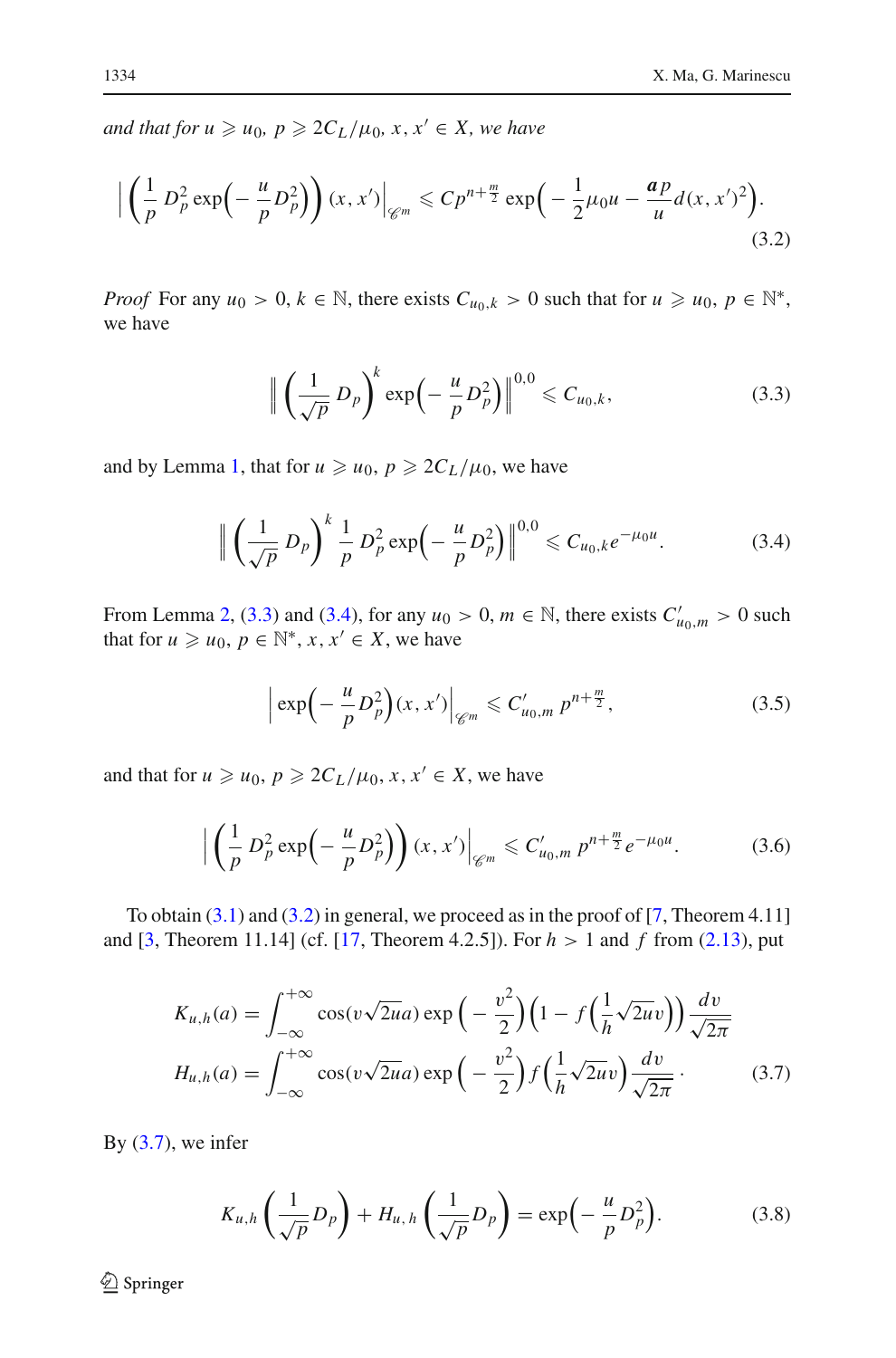*and that for $u \geqslant u_0$, $p \geqslant 2C_L/\mu_0$, $x, x' \in X$, we have*

$$\left| \left( \frac{1}{p} D_p^2 \exp\Big( -\frac{u}{p} D_p^2 \Big) \right) (x, x') \right|_{\mathscr{C}^m} \leqslant C p^{n+\frac{m}{2}} \exp\Big( -\frac{1}{2}\mu_0 u - \frac{\boldsymbol{a} p}{u} d(x, x')^2 \Big). \tag{3.2}$$

*Proof* For any $u_0 > 0$, $k \in \mathbb{N}$, there exists $C_{u_0,k} > 0$ such that for $u \geqslant u_0$, $p \in \mathbb{N}^*$, we have

$$\left\| \left( \frac{1}{\sqrt{p}} D_p \right)^k \exp\Big( -\frac{u}{p} D_p^2 \Big) \right\|^{0,0} \leqslant C_{u_0,k}, \tag{3.3}$$

and by Lemma 1, that for $u \geqslant u_0$, $p \geqslant 2C_L/\mu_0$, we have

$$\left\| \left( \frac{1}{\sqrt{p}} D_p \right)^k \frac{1}{p} D_p^2 \exp\Big( -\frac{u}{p} D_p^2 \Big) \right\|^{0,0} \leqslant C_{u_0,k} e^{-\mu_0 u}. \tag{3.4}$$

From Lemma 2, (3.3) and (3.4), for any $u_0 > 0$, $m \in \mathbb{N}$, there exists $C'_{u_0,m} > 0$ such that for $u \geqslant u_0$, $p \in \mathbb{N}^*$, $x, x' \in X$, we have

$$\left| \exp\Big( -\frac{u}{p} D_p^2 \Big) (x, x') \right|_{\mathscr{C}^m} \leqslant C'_{u_0,m}\, p^{n+\frac{m}{2}}, \tag{3.5}$$

and that for $u \geqslant u_0$, $p \geqslant 2C_L/\mu_0$, $x, x' \in X$, we have

$$\left| \left( \frac{1}{p} D_p^2 \exp\Big( -\frac{u}{p} D_p^2 \Big) \right) (x, x') \right|_{\mathscr{C}^m} \leqslant C'_{u_0,m}\, p^{n+\frac{m}{2}} e^{-\mu_0 u}. \tag{3.6}$$

To obtain (3.1) and (3.2) in general, we proceed as in the proof of [7, Theorem 4.11] and [3, Theorem 11.14] (cf. [17, Theorem 4.2.5]). For $h > 1$ and $f$ from (2.13), put

$$\begin{aligned} K_{u,h}(a) &= \int_{-\infty}^{+\infty} \cos(v\sqrt{2u}a) \exp\Big( -\frac{v^2}{2} \Big) \Big( 1 - f\Big( \frac{1}{h} \sqrt{2u} v \Big) \Big) \frac{dv}{\sqrt{2\pi}} \\ H_{u,h}(a) &= \int_{-\infty}^{+\infty} \cos(v\sqrt{2u}a) \exp\Big( -\frac{v^2}{2} \Big) f\Big( \frac{1}{h} \sqrt{2u} v \Big) \frac{dv}{\sqrt{2\pi}}. \end{aligned} \tag{3.7}$$

By (3.7), we infer

$$K_{u,h}\left( \frac{1}{\sqrt{p}} D_p \right) + H_{u,h}\left( \frac{1}{\sqrt{p}} D_p \right) = \exp\Big( -\frac{u}{p} D_p^2 \Big). \tag{3.8}$$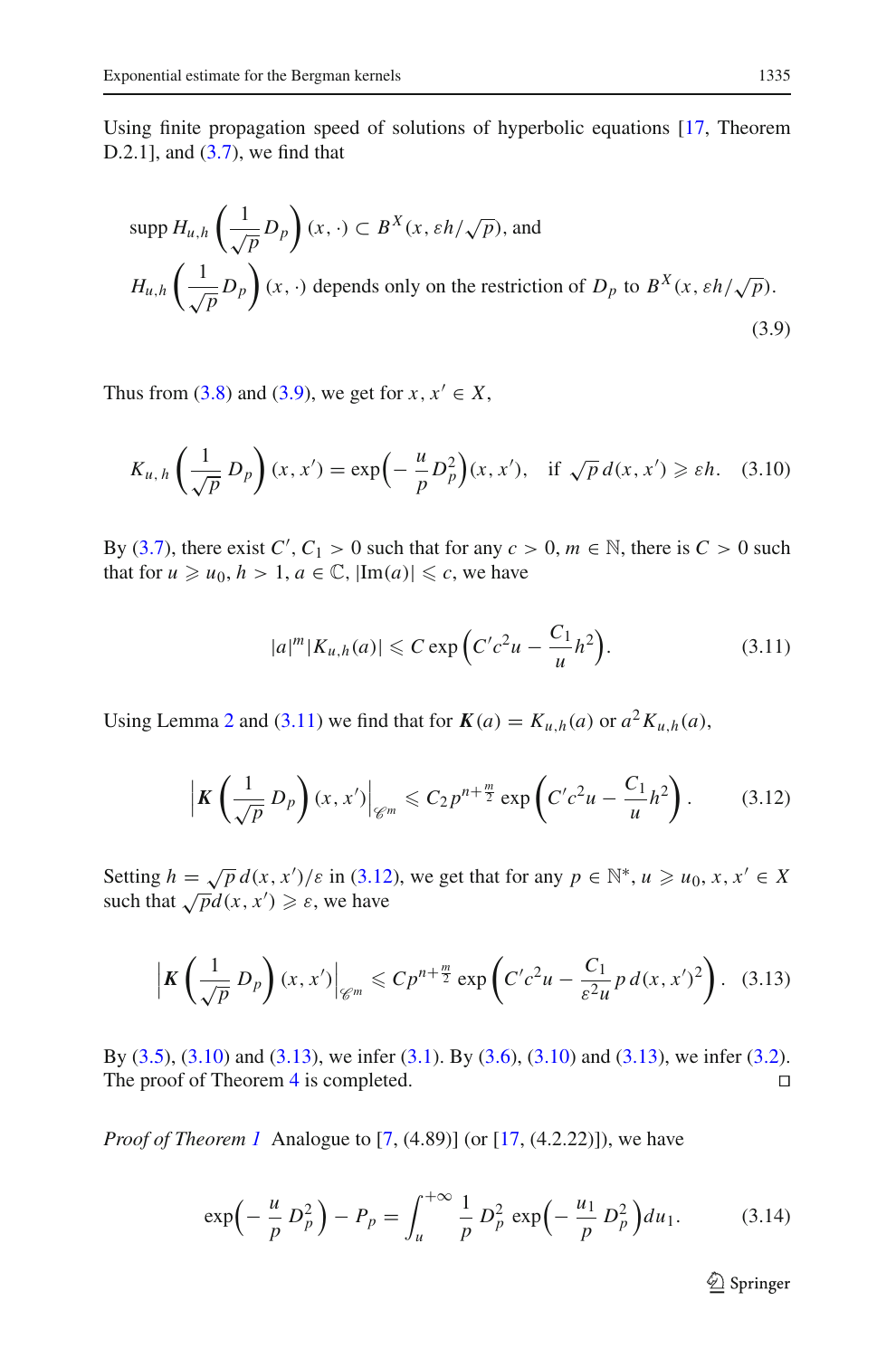Using finite propagation speed of solutions of hyperbolic equations [17, Theorem D.2.1], and (3.7), we find that

$$\begin{aligned}
&\operatorname{supp} H_{u,h}\left(\frac{1}{\sqrt{p}} D_p\right)(x,\cdot) \subset B^X(x, \varepsilon h/\sqrt{p}), \text{ and} \\
&H_{u,h}\left(\frac{1}{\sqrt{p}} D_p\right)(x,\cdot) \text{ depends only on the restriction of } D_p \text{ to } B^X(x, \varepsilon h/\sqrt{p}).
\end{aligned} \tag{3.9}$$

Thus from (3.8) and (3.9), we get for $x, x' \in X$,

$$K_{u,h}\left(\frac{1}{\sqrt{p}} D_p\right)(x,x') = \exp\Big(-\frac{u}{p} D_p^2\Big)(x,x'), \quad \text{if } \sqrt{p}\, d(x,x') \geqslant \varepsilon h. \tag{3.10}$$

By (3.7), there exist $C', C_1 > 0$ such that for any $c > 0$, $m \in \mathbb{N}$, there is $C > 0$ such that for $u \geqslant u_0$, $h > 1$, $a \in \mathbb{C}$, $|\mathrm{Im}(a)| \leqslant c$, we have

$$|a|^m |K_{u,h}(a)| \leqslant C \exp\Big(C' c^2 u - \frac{C_1}{u} h^2\Big). \tag{3.11}$$

Using Lemma 2 and (3.11) we find that for $\boldsymbol{K}(a) = K_{u,h}(a)$ or $a^2 K_{u,h}(a)$,

$$\left| \boldsymbol{K}\left(\frac{1}{\sqrt{p}} D_p\right)(x,x') \right|_{\mathscr{C}^m} \leqslant C_2 p^{n+\frac{m}{2}} \exp\left(C' c^2 u - \frac{C_1}{u} h^2\right). \tag{3.12}$$

Setting $h = \sqrt{p}\, d(x,x')/\varepsilon$ in (3.12), we get that for any $p \in \mathbb{N}^*$, $u \geqslant u_0$, $x, x' \in X$ such that $\sqrt{p} d(x,x') \geqslant \varepsilon$, we have

$$\left| \boldsymbol{K}\left(\frac{1}{\sqrt{p}} D_p\right)(x,x') \right|_{\mathscr{C}^m} \leqslant C p^{n+\frac{m}{2}} \exp\left(C' c^2 u - \frac{C_1}{\varepsilon^2 u} p\, d(x,x')^2\right). \tag{3.13}$$

By (3.5), (3.10) and (3.13), we infer (3.1). By (3.6), (3.10) and (3.13), we infer (3.2). The proof of Theorem 4 is completed. ◻

*Proof of Theorem 1* Analogue to [7, (4.89)] (or [17, (4.2.22)]), we have

$$\exp\Big(-\frac{u}{p} D_p^2\Big) - P_p = \int_u^{+\infty} \frac{1}{p} D_p^2 \exp\Big(-\frac{u_1}{p} D_p^2\Big) du_1. \tag{3.14}$$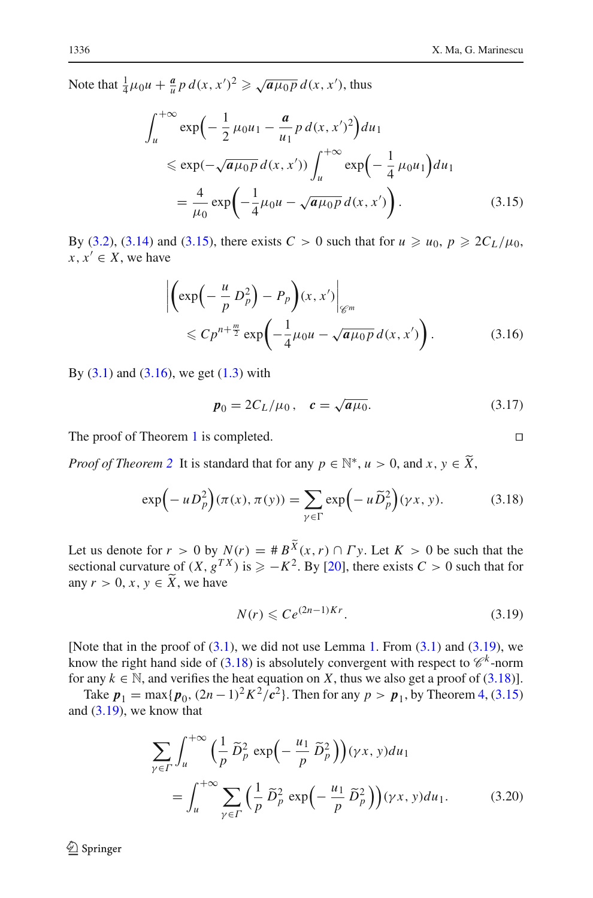Note that $\frac{1}{4}\mu_0 u + \frac{\boldsymbol{a}}{u} p\, d(x,x')^2 \geqslant \sqrt{\boldsymbol{a}\mu_0 p}\, d(x,x')$, thus

$$
\begin{aligned}
\int_u^{+\infty} & \exp\Big(-\frac{1}{2}\,\mu_0 u_1 - \frac{\boldsymbol{a}}{u_1}\, p\, d(x,x')^2\Big) du_1 \\
& \leqslant \exp(-\sqrt{\boldsymbol{a}\mu_0 p}\, d(x,x')) \int_u^{+\infty} \exp\Big(-\frac{1}{4}\,\mu_0 u_1\Big) du_1 \\
& = \frac{4}{\mu_0} \exp\bigg(-\frac{1}{4}\mu_0 u - \sqrt{\boldsymbol{a}\mu_0 p}\, d(x,x')\bigg). \qquad (3.15)
\end{aligned}
$$

By (3.2), (3.14) and (3.15), there exists $C > 0$ such that for $u \geqslant u_0$, $p \geqslant 2C_L/\mu_0$, $x, x' \in X$, we have

$$
\begin{aligned}
\bigg| & \bigg(\exp\Big(-\frac{u}{p}\, D_p^2\Big) - P_p\bigg)(x,x')\bigg|_{\mathscr{C}^m} \\
& \leqslant C p^{n+\frac{m}{2}} \exp\bigg(-\frac{1}{4}\mu_0 u - \sqrt{\boldsymbol{a}\mu_0 p}\, d(x,x')\bigg). \qquad (3.16)
\end{aligned}
$$

By (3.1) and (3.16), we get (1.3) with

$$
\boldsymbol{p}_0 = 2C_L/\mu_0\,, \quad \boldsymbol{c} = \sqrt{\boldsymbol{a}\mu_0}. \qquad (3.17)
$$

The proof of Theorem 1 is completed. □

*Proof of Theorem 2* It is standard that for any $p \in \mathbb{N}^*$, $u > 0$, and $x, y \in \widetilde{X}$,

$$
\exp\Big(-u D_p^2\Big)(\pi(x), \pi(y)) = \sum_{\gamma \in \Gamma} \exp\Big(-u \widetilde{D}_p^2\Big)(\gamma x, y). \qquad (3.18)
$$

Let us denote for $r > 0$ by $N(r) = \# B^{\widetilde{X}}(x, r) \cap \Gamma y$. Let $K > 0$ be such that the sectional curvature of $(X, g^{TX})$ is $\geqslant -K^2$. By [20], there exists $C > 0$ such that for any $r > 0$, $x, y \in \widetilde{X}$, we have

$$
N(r) \leqslant C e^{(2n-1)Kr}. \qquad (3.19)
$$

[Note that in the proof of (3.1), we did not use Lemma 1. From (3.1) and (3.19), we know the right hand side of (3.18) is absolutely convergent with respect to $\mathscr{C}^k$-norm for any $k \in \mathbb{N}$, and verifies the heat equation on $X$, thus we also get a proof of (3.18)].

Take $\boldsymbol{p}_1 = \max\{\boldsymbol{p}_0, (2n-1)^2 K^2/\boldsymbol{c}^2\}$. Then for any $p > \boldsymbol{p}_1$, by Theorem 4, (3.15) and (3.19), we know that

$$
\begin{aligned}
\sum_{\gamma \in \Gamma} & \int_u^{+\infty} \Big(\frac{1}{p}\, \widetilde{D}_p^2 \exp\Big(-\frac{u_1}{p}\, \widetilde{D}_p^2\Big)\Big)(\gamma x, y) du_1 \\
& = \int_u^{+\infty} \sum_{\gamma \in \Gamma} \Big(\frac{1}{p}\, \widetilde{D}_p^2 \exp\Big(-\frac{u_1}{p}\, \widetilde{D}_p^2\Big)\Big)(\gamma x, y) du_1. \qquad (3.20)
\end{aligned}
$$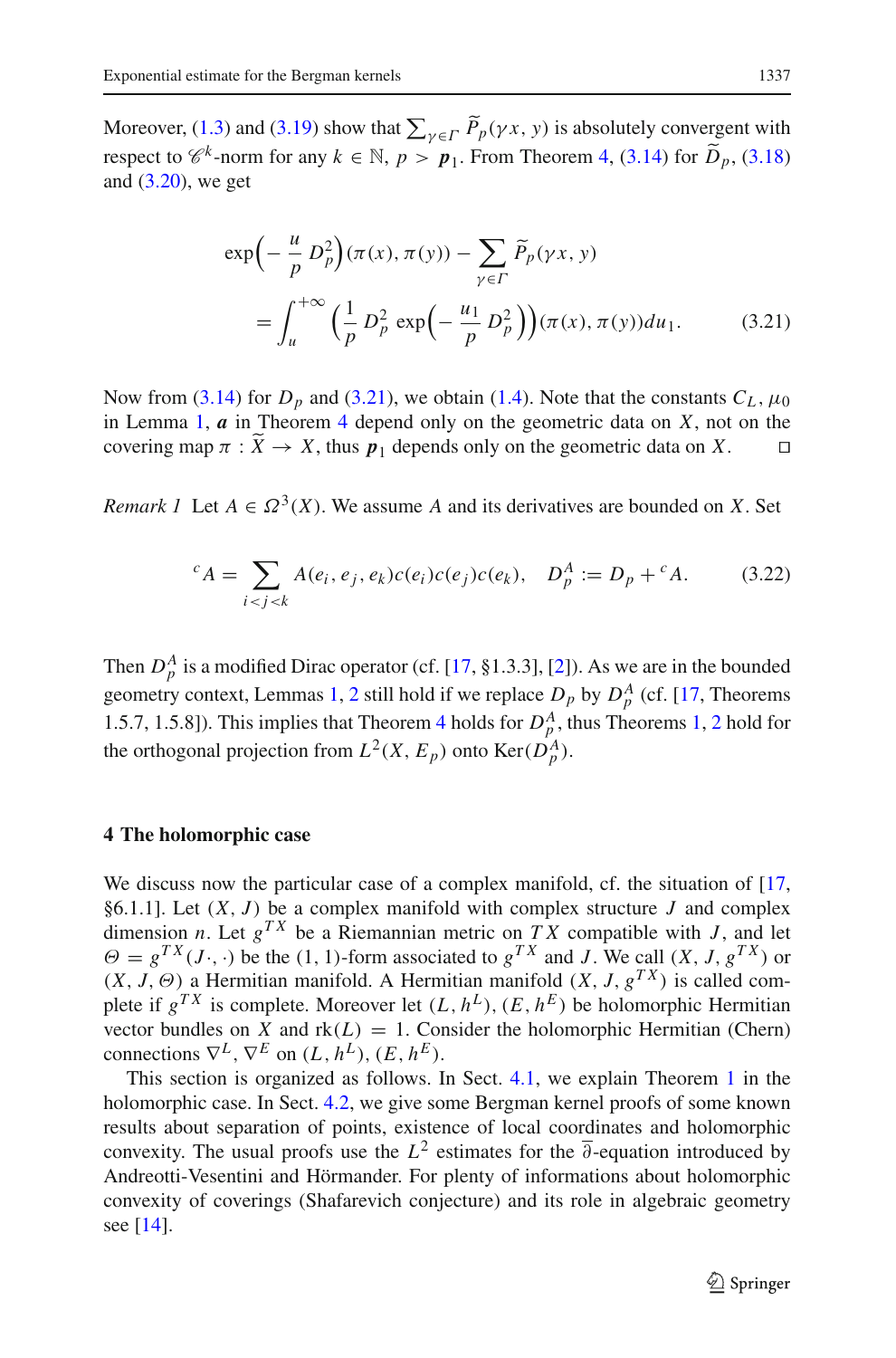Moreover, (1.3) and (3.19) show that $\sum_{\gamma\in\Gamma}\widetilde{P}_p(\gamma x, y)$ is absolutely convergent with respect to $\mathscr{C}^k$-norm for any $k\in\mathbb{N}$, $p>\boldsymbol{p}_1$. From Theorem 4, (3.14) for $\widetilde{D}_p$, (3.18) and (3.20), we get

$$\exp\Big(-\frac{u}{p}D_p^2\Big)(\pi(x),\pi(y))-\sum_{\gamma\in\Gamma}\widetilde{P}_p(\gamma x, y)$$
$$=\int_u^{+\infty}\Big(\frac{1}{p}D_p^2\exp\Big(-\frac{u_1}{p}D_p^2\Big)\Big)(\pi(x),\pi(y))du_1. \tag{3.21}$$

Now from (3.14) for $D_p$ and (3.21), we obtain (1.4). Note that the constants $C_L,\mu_0$ in Lemma 1, $\boldsymbol{a}$ in Theorem 4 depend only on the geometric data on $X$, not on the covering map $\pi:\widetilde{X}\to X$, thus $\boldsymbol{p}_1$ depends only on the geometric data on $X$. $\square$

*Remark 1* Let $A\in\Omega^3(X)$. We assume $A$ and its derivatives are bounded on $X$. Set

$$^cA=\sum_{i<j<k}A(e_i,e_j,e_k)c(e_i)c(e_j)c(e_k),\quad D_p^A:=D_p+{}^cA. \tag{3.22}$$

Then $D_p^A$ is a modified Dirac operator (cf. [17, §1.3.3], [2]). As we are in the bounded geometry context, Lemmas 1, 2 still hold if we replace $D_p$ by $D_p^A$ (cf. [17, Theorems 1.5.7, 1.5.8]). This implies that Theorem 4 holds for $D_p^A$, thus Theorems 1, 2 hold for the orthogonal projection from $L^2(X,E_p)$ onto $\mathrm{Ker}(D_p^A)$.

## 4 The holomorphic case

We discuss now the particular case of a complex manifold, cf. the situation of [17, §6.1.1]. Let $(X,J)$ be a complex manifold with complex structure $J$ and complex dimension $n$. Let $g^{TX}$ be a Riemannian metric on $TX$ compatible with $J$, and let $\Theta=g^{TX}(J\cdot,\cdot)$ be the (1, 1)-form associated to $g^{TX}$ and $J$. We call $(X,J,g^{TX})$ or $(X,J,\Theta)$ a Hermitian manifold. A Hermitian manifold $(X,J,g^{TX})$ is called complete if $g^{TX}$ is complete. Moreover let $(L,h^L)$, $(E,h^E)$ be holomorphic Hermitian vector bundles on $X$ and $\mathrm{rk}(L)=1$. Consider the holomorphic Hermitian (Chern) connections $\nabla^L$, $\nabla^E$ on $(L,h^L)$, $(E,h^E)$.

This section is organized as follows. In Sect. 4.1, we explain Theorem 1 in the holomorphic case. In Sect. 4.2, we give some Bergman kernel proofs of some known results about separation of points, existence of local coordinates and holomorphic convexity. The usual proofs use the $L^2$ estimates for the $\overline{\partial}$-equation introduced by Andreotti-Vesentini and Hörmander. For plenty of informations about holomorphic convexity of coverings (Shafarevich conjecture) and its role in algebraic geometry see [14].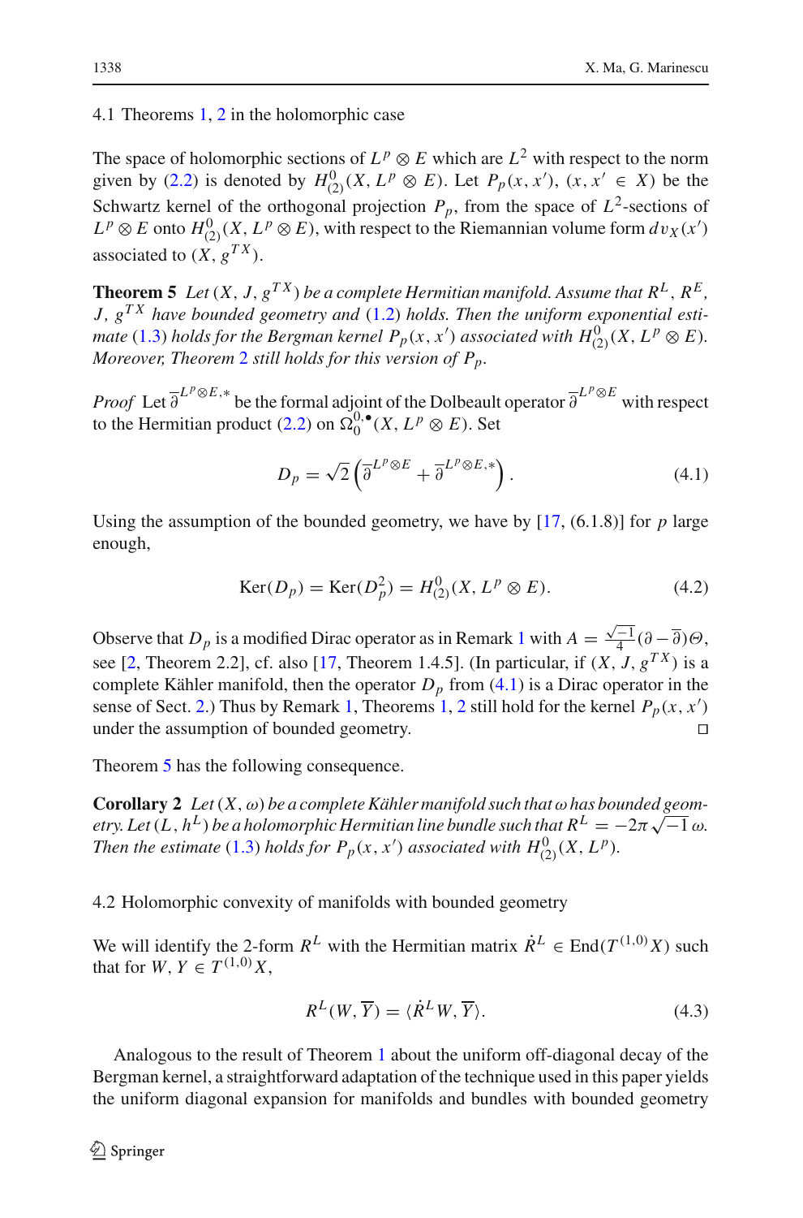### 4.1 Theorems 1, 2 in the holomorphic case

The space of holomorphic sections of $L^p \otimes E$ which are $L^2$ with respect to the norm given by (2.2) is denoted by $H^0_{(2)}(X, L^p \otimes E)$. Let $P_p(x, x')$, $(x, x' \in X)$ be the Schwartz kernel of the orthogonal projection $P_p$, from the space of $L^2$-sections of $L^p \otimes E$ onto $H^0_{(2)}(X, L^p \otimes E)$, with respect to the Riemannian volume form $dv_X(x')$ associated to $(X, g^{TX})$.

**Theorem 5** *Let $(X, J, g^{TX})$ be a complete Hermitian manifold. Assume that $R^L$, $R^E$, $J$, $g^{TX}$ have bounded geometry and (1.2) holds. Then the uniform exponential estimate (1.3) holds for the Bergman kernel $P_p(x, x')$ associated with $H^0_{(2)}(X, L^p \otimes E)$. Moreover, Theorem 2 still holds for this version of $P_p$.*

*Proof* Let $\overline{\partial}^{L^p \otimes E,*}$ be the formal adjoint of the Dolbeault operator $\overline{\partial}^{L^p \otimes E}$ with respect to the Hermitian product (2.2) on $\Omega^{0,\bullet}_0(X, L^p \otimes E)$. Set

$$
D_p = \sqrt{2}\left(\overline{\partial}^{L^p \otimes E} + \overline{\partial}^{L^p \otimes E,*}\right). \tag{4.1}
$$

Using the assumption of the bounded geometry, we have by [17, (6.1.8)] for $p$ large enough,

$$
\mathrm{Ker}(D_p) = \mathrm{Ker}(D_p^2) = H^0_{(2)}(X, L^p \otimes E). \tag{4.2}
$$

Observe that $D_p$ is a modified Dirac operator as in Remark 1 with $A = \frac{\sqrt{-1}}{4}(\partial - \overline{\partial})\Theta$, see [2, Theorem 2.2], cf. also [17, Theorem 1.4.5]. (In particular, if $(X, J, g^{TX})$ is a complete Kähler manifold, then the operator $D_p$ from (4.1) is a Dirac operator in the sense of Sect. 2.) Thus by Remark 1, Theorems 1, 2 still hold for the kernel $P_p(x, x')$ under the assumption of bounded geometry. □

Theorem 5 has the following consequence.

**Corollary 2** *Let $(X, \omega)$ be a complete Kähler manifold such that $\omega$ has bounded geometry. Let $(L, h^L)$ be a holomorphic Hermitian line bundle such that $R^L = -2\pi\sqrt{-1}\,\omega$. Then the estimate (1.3) holds for $P_p(x, x')$ associated with $H^0_{(2)}(X, L^p)$.*

### 4.2 Holomorphic convexity of manifolds with bounded geometry

We will identify the 2-form $R^L$ with the Hermitian matrix $\dot{R}^L \in \mathrm{End}(T^{(1,0)}X)$ such that for $W, Y \in T^{(1,0)}X$,

$$
R^L(W, \overline{Y}) = \langle \dot{R}^L W, \overline{Y} \rangle. \tag{4.3}
$$

Analogous to the result of Theorem 1 about the uniform off-diagonal decay of the Bergman kernel, a straightforward adaptation of the technique used in this paper yields the uniform diagonal expansion for manifolds and bundles with bounded geometry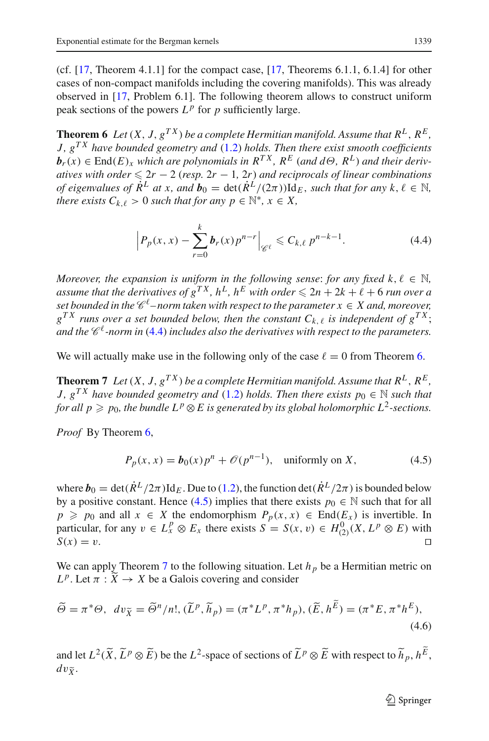(cf. [17, Theorem 4.1.1] for the compact case, [17, Theorems 6.1.1, 6.1.4] for other cases of non-compact manifolds including the covering manifolds). This was already observed in [17, Problem 6.1]. The following theorem allows to construct uniform peak sections of the powers $L^p$ for $p$ sufficiently large.

**Theorem 6** *Let $(X, J, g^{TX})$ be a complete Hermitian manifold. Assume that $R^L$, $R^E$, $J$, $g^{TX}$ have bounded geometry and (1.2) holds. Then there exist smooth coefficients $\boldsymbol{b}_r(x) \in \mathrm{End}(E)_x$ which are polynomials in $R^{TX}$, $R^E$ (and $d\Theta$, $R^L$) and their derivatives with order $\leqslant 2r-2$ (resp. $2r-1$, $2r$) and reciprocals of linear combinations of eigenvalues of $\dot{R}^L$ at $x$, and $\boldsymbol{b}_0 = \det(\dot{R}^L/(2\pi))\mathrm{Id}_E$, such that for any $k, \ell \in \mathbb{N}$, there exists $C_{k,\ell} > 0$ such that for any $p \in \mathbb{N}^*$, $x \in X$,*

$$\left| P_p(x,x) - \sum_{r=0}^{k} \boldsymbol{b}_r(x) p^{n-r} \right|_{\mathscr{C}^\ell} \leqslant C_{k,\ell}\, p^{n-k-1}. \tag{4.4}$$

*Moreover, the expansion is uniform in the following sense: for any fixed $k, \ell \in \mathbb{N}$, assume that the derivatives of $g^{TX}$, $h^L$, $h^E$ with order $\leqslant 2n+2k+\ell+6$ run over a set bounded in the $\mathscr{C}^\ell$–norm taken with respect to the parameter $x \in X$ and, moreover, $g^{TX}$ runs over a set bounded below, then the constant $C_{k,\ell}$ is independent of $g^{TX}$; and the $\mathscr{C}^\ell$-norm in (4.4) includes also the derivatives with respect to the parameters.*

We will actually make use in the following only of the case $\ell = 0$ from Theorem 6.

**Theorem 7** *Let $(X, J, g^{TX})$ be a complete Hermitian manifold. Assume that $R^L$, $R^E$, $J$, $g^{TX}$ have bounded geometry and (1.2) holds. Then there exists $p_0 \in \mathbb{N}$ such that for all $p \geqslant p_0$, the bundle $L^p \otimes E$ is generated by its global holomorphic $L^2$-sections.*

*Proof* By Theorem 6,

$$P_p(x,x) = \boldsymbol{b}_0(x) p^n + \mathscr{O}(p^{n-1}), \quad \text{uniformly on } X, \tag{4.5}$$

where $\boldsymbol{b}_0 = \det(\dot{R}^L/2\pi)\mathrm{Id}_E$. Due to (1.2), the function $\det(\dot{R}^L/2\pi)$ is bounded below by a positive constant. Hence (4.5) implies that there exists $p_0 \in \mathbb{N}$ such that for all $p \geqslant p_0$ and all $x \in X$ the endomorphism $P_p(x,x) \in \mathrm{End}(E_x)$ is invertible. In particular, for any $v \in L^p_x \otimes E_x$ there exists $S = S(x,v) \in H^0_{(2)}(X, L^p \otimes E)$ with $S(x) = v$. $\square$

We can apply Theorem 7 to the following situation. Let $h_p$ be a Hermitian metric on $L^p$. Let $\pi : \widetilde{X} \to X$ be a Galois covering and consider

$$\widetilde{\Theta} = \pi^*\Theta, \;\; dv_{\widetilde{X}} = \widetilde{\Theta}^n/n!, (\widetilde{L}^p, \widetilde{h}_p) = (\pi^*L^p, \pi^*h_p), (\widetilde{E}, h^{\widetilde{E}}) = (\pi^*E, \pi^*h^E), \tag{4.6}$$

and let $L^2(\widetilde{X}, \widetilde{L}^p \otimes \widetilde{E})$ be the $L^2$-space of sections of $\widetilde{L}^p \otimes \widetilde{E}$ with respect to $\widetilde{h}_p$, $h^{\widetilde{E}}$, $dv_{\widetilde{X}}$.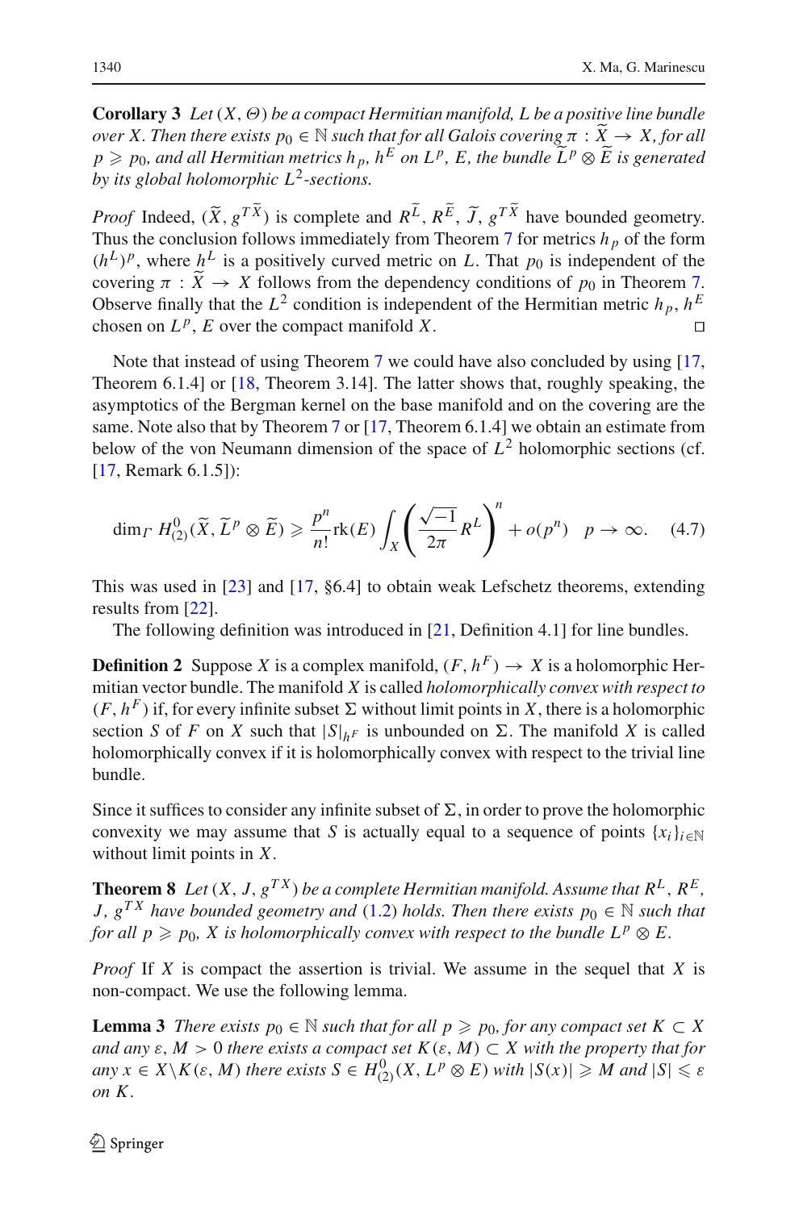**Corollary 3** *Let* $(X, \Theta)$ *be a compact Hermitian manifold, L be a positive line bundle over X. Then there exists* $p_0 \in \mathbb{N}$ *such that for all Galois covering* $\pi : \widetilde{X} \to X$*, for all* $p \geqslant p_0$*, and all Hermitian metrics* $h_p$*,* $h^E$ *on* $L^p$*, E, the bundle* $\widetilde{L}^p \otimes \widetilde{E}$ *is generated by its global holomorphic* $L^2$*-sections.*

*Proof* Indeed, $(\widetilde{X}, g^{T\widetilde{X}})$ is complete and $R^{\widetilde{L}}$, $R^{\widetilde{E}}$, $\widetilde{J}$, $g^{T\widetilde{X}}$ have bounded geometry. Thus the conclusion follows immediately from Theorem 7 for metrics $h_p$ of the form $(h^L)^p$, where $h^L$ is a positively curved metric on $L$. That $p_0$ is independent of the covering $\pi : \widetilde{X} \to X$ follows from the dependency conditions of $p_0$ in Theorem 7. Observe finally that the $L^2$ condition is independent of the Hermitian metric $h_p$, $h^E$ chosen on $L^p$, $E$ over the compact manifold $X$. □

Note that instead of using Theorem 7 we could have also concluded by using [17, Theorem 6.1.4] or [18, Theorem 3.14]. The latter shows that, roughly speaking, the asymptotics of the Bergman kernel on the base manifold and on the covering are the same. Note also that by Theorem 7 or [17, Theorem 6.1.4] we obtain an estimate from below of the von Neumann dimension of the space of $L^2$ holomorphic sections (cf. [17, Remark 6.1.5]):

$$\dim_\Gamma H^0_{(2)}(\widetilde{X}, \widetilde{L}^p \otimes \widetilde{E}) \geqslant \frac{p^n}{n!}\mathrm{rk}(E) \int_X \left(\frac{\sqrt{-1}}{2\pi} R^L\right)^n + o(p^n) \quad p \to \infty. \tag{4.7}$$

This was used in [23] and [17, §6.4] to obtain weak Lefschetz theorems, extending results from [22].

The following definition was introduced in [21, Definition 4.1] for line bundles.

**Definition 2** Suppose $X$ is a complex manifold, $(F, h^F) \to X$ is a holomorphic Hermitian vector bundle. The manifold $X$ is called *holomorphically convex with respect to* $(F, h^F)$ if, for every infinite subset $\Sigma$ without limit points in $X$, there is a holomorphic section $S$ of $F$ on $X$ such that $|S|_{h^F}$ is unbounded on $\Sigma$. The manifold $X$ is called holomorphically convex if it is holomorphically convex with respect to the trivial line bundle.

Since it suffices to consider any infinite subset of $\Sigma$, in order to prove the holomorphic convexity we may assume that $S$ is actually equal to a sequence of points $\{x_i\}_{i\in\mathbb{N}}$ without limit points in $X$.

**Theorem 8** *Let* $(X, J, g^{TX})$ *be a complete Hermitian manifold. Assume that* $R^L$*,* $R^E$*, J,* $g^{TX}$ *have bounded geometry and* (1.2) *holds. Then there exists* $p_0 \in \mathbb{N}$ *such that for all* $p \geqslant p_0$*, X is holomorphically convex with respect to the bundle* $L^p \otimes E$*.*

*Proof* If $X$ is compact the assertion is trivial. We assume in the sequel that $X$ is non-compact. We use the following lemma.

**Lemma 3** *There exists* $p_0 \in \mathbb{N}$ *such that for all* $p \geqslant p_0$*, for any compact set* $K \subset X$ *and any* $\varepsilon, M > 0$ *there exists a compact set* $K(\varepsilon, M) \subset X$ *with the property that for any* $x \in X \backslash K(\varepsilon, M)$ *there exists* $S \in H^0_{(2)}(X, L^p \otimes E)$ *with* $|S(x)| \geqslant M$ *and* $|S| \leqslant \varepsilon$ *on* $K$.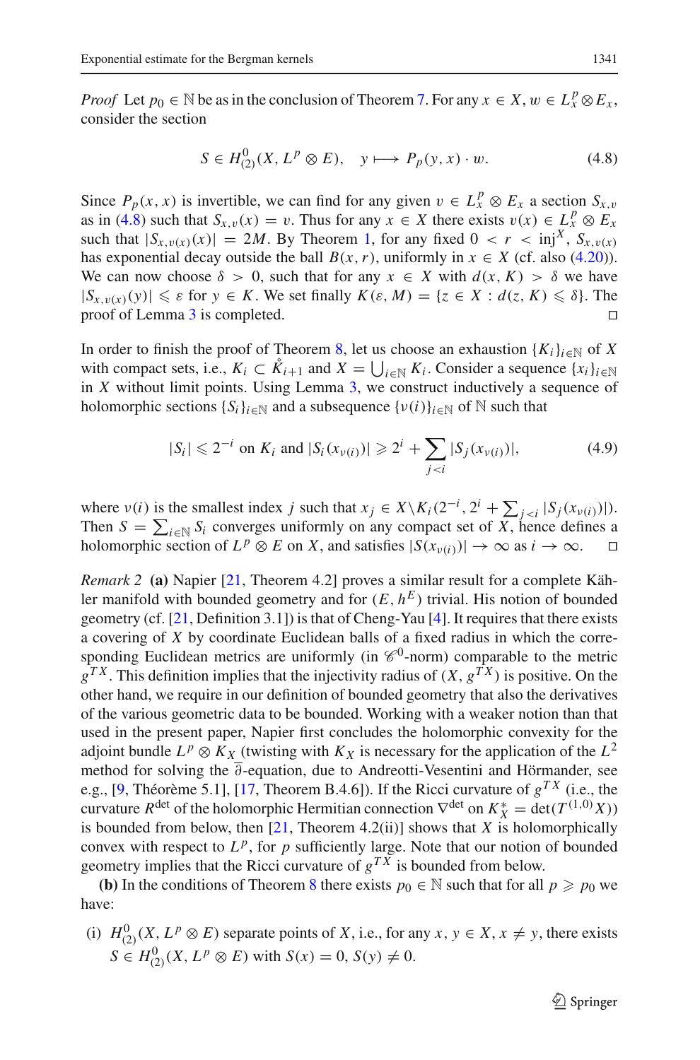*Proof* Let $p_0 \in \mathbb{N}$ be as in the conclusion of Theorem 7. For any $x \in X$, $w \in L^p_x \otimes E_x$, consider the section

$$S \in H^0_{(2)}(X, L^p \otimes E), \quad y \longmapsto P_p(y, x) \cdot w. \tag{4.8}$$

Since $P_p(x, x)$ is invertible, we can find for any given $v \in L^p_x \otimes E_x$ a section $S_{x,v}$ as in (4.8) such that $S_{x,v}(x) = v$. Thus for any $x \in X$ there exists $v(x) \in L^p_x \otimes E_x$ such that $|S_{x,v(x)}(x)| = 2M$. By Theorem 1, for any fixed $0 < r < \mathrm{inj}^X$, $S_{x,v(x)}$ has exponential decay outside the ball $B(x, r)$, uniformly in $x \in X$ (cf. also (4.20)). We can now choose $\delta > 0$, such that for any $x \in X$ with $d(x, K) > \delta$ we have $|S_{x,v(x)}(y)| \leqslant \varepsilon$ for $y \in K$. We set finally $K(\varepsilon, M) = \{z \in X : d(z, K) \leqslant \delta\}$. The proof of Lemma 3 is completed. $\square$

In order to finish the proof of Theorem 8, let us choose an exhaustion $\{K_i\}_{i\in\mathbb{N}}$ of $X$ with compact sets, i.e., $K_i \subset \mathring{K}_{i+1}$ and $X = \bigcup_{i\in\mathbb{N}} K_i$. Consider a sequence $\{x_i\}_{i\in\mathbb{N}}$ in $X$ without limit points. Using Lemma 3, we construct inductively a sequence of holomorphic sections $\{S_i\}_{i\in\mathbb{N}}$ and a subsequence $\{\nu(i)\}_{i\in\mathbb{N}}$ of $\mathbb{N}$ such that

$$|S_i| \leqslant 2^{-i} \text{ on } K_i \text{ and } |S_i(x_{\nu(i)})| \geqslant 2^i + \sum_{j<i} |S_j(x_{\nu(i)})|, \tag{4.9}$$

where $\nu(i)$ is the smallest index $j$ such that $x_j \in X\setminus K_i(2^{-i}, 2^i + \sum_{j<i} |S_j(x_{\nu(i)})|)$. Then $S = \sum_{i\in\mathbb{N}} S_i$ converges uniformly on any compact set of $X$, hence defines a holomorphic section of $L^p \otimes E$ on $X$, and satisfies $|S(x_{\nu(i)})| \to \infty$ as $i \to \infty$. $\square$

*Remark 2* **(a)** Napier [21, Theorem 4.2] proves a similar result for a complete Kähler manifold with bounded geometry and for $(E, h^E)$ trivial. His notion of bounded geometry (cf. [21, Definition 3.1]) is that of Cheng-Yau [4]. It requires that there exists a covering of $X$ by coordinate Euclidean balls of a fixed radius in which the corresponding Euclidean metrics are uniformly (in $\mathscr{C}^0$-norm) comparable to the metric $g^{TX}$. This definition implies that the injectivity radius of $(X, g^{TX})$ is positive. On the other hand, we require in our definition of bounded geometry that also the derivatives of the various geometric data to be bounded. Working with a weaker notion than that used in the present paper, Napier first concludes the holomorphic convexity for the adjoint bundle $L^p \otimes K_X$ (twisting with $K_X$ is necessary for the application of the $L^2$ method for solving the $\overline{\partial}$-equation, due to Andreotti-Vesentini and Hörmander, see e.g., [9, Théorème 5.1], [17, Theorem B.4.6]). If the Ricci curvature of $g^{TX}$ (i.e., the curvature $R^{\det}$ of the holomorphic Hermitian connection $\nabla^{\det}$ on $K^*_X = \det(T^{(1,0)}X)$) is bounded from below, then [21, Theorem 4.2(ii)] shows that $X$ is holomorphically convex with respect to $L^p$, for $p$ sufficiently large. Note that our notion of bounded geometry implies that the Ricci curvature of $g^{TX}$ is bounded from below.

**(b)** In the conditions of Theorem 8 there exists $p_0 \in \mathbb{N}$ such that for all $p \geqslant p_0$ we have:

(i) $H^0_{(2)}(X, L^p \otimes E)$ separate points of $X$, i.e., for any $x, y \in X$, $x \neq y$, there exists $S \in H^0_{(2)}(X, L^p \otimes E)$ with $S(x) = 0$, $S(y) \neq 0$.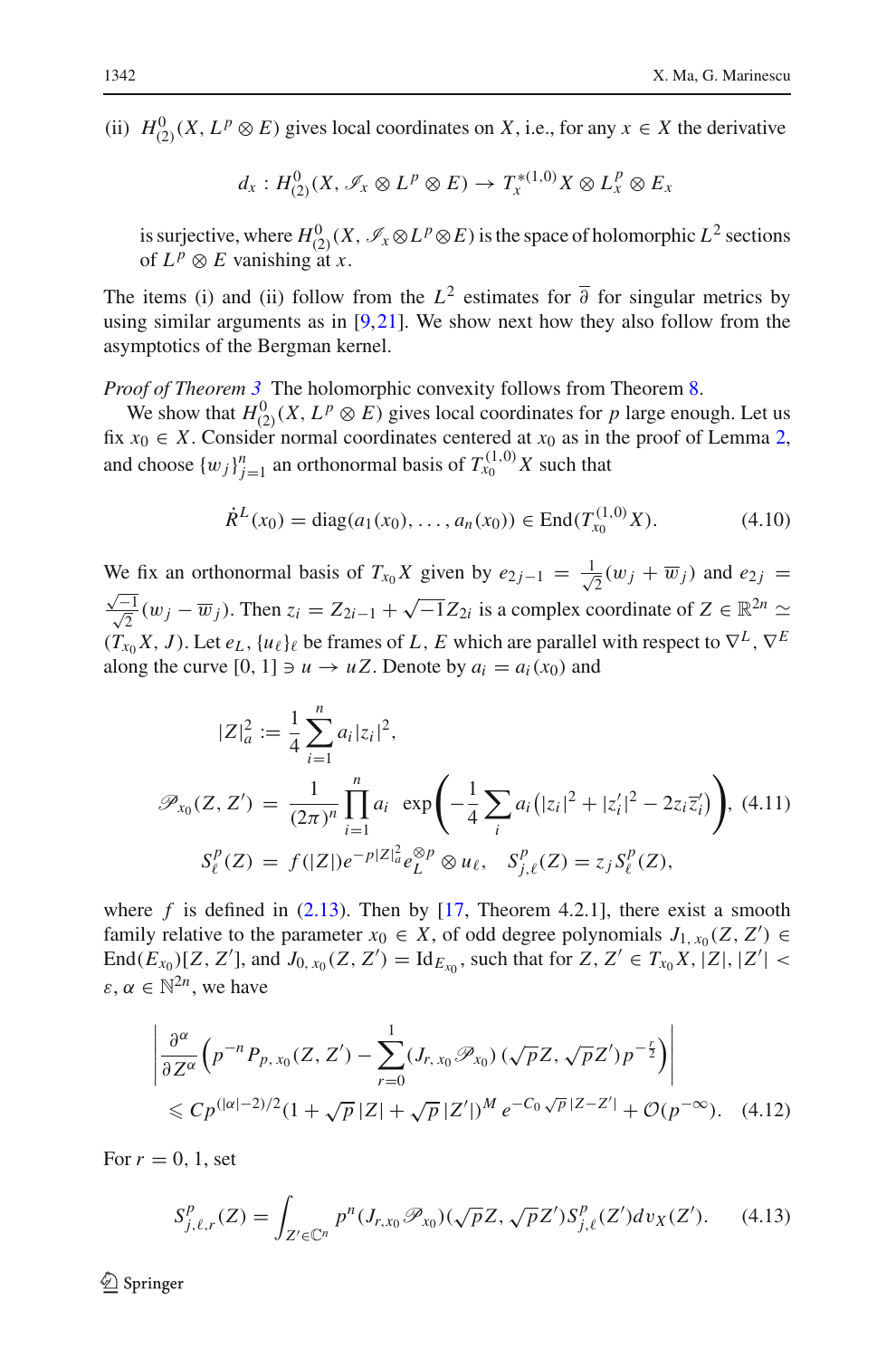(ii) $H^0_{(2)}(X, L^p \otimes E)$ gives local coordinates on $X$, i.e., for any $x \in X$ the derivative

$$d_x : H^0_{(2)}(X, \mathscr{I}_x \otimes L^p \otimes E) \to T^{*(1,0)}_x X \otimes L^p_x \otimes E_x$$

is surjective, where $H^0_{(2)}(X, \mathscr{I}_x \otimes L^p \otimes E)$ is the space of holomorphic $L^2$ sections of $L^p \otimes E$ vanishing at $x$.

The items (i) and (ii) follow from the $L^2$ estimates for $\overline{\partial}$ for singular metrics by using similar arguments as in [9,21]. We show next how they also follow from the asymptotics of the Bergman kernel.

*Proof of Theorem 3* The holomorphic convexity follows from Theorem 8.

We show that $H^0_{(2)}(X, L^p \otimes E)$ gives local coordinates for $p$ large enough. Let us fix $x_0 \in X$. Consider normal coordinates centered at $x_0$ as in the proof of Lemma 2, and choose $\{w_j\}_{j=1}^n$ an orthonormal basis of $T^{(1,0)}_{x_0} X$ such that

$$\dot{R}^L(x_0) = \mathrm{diag}(a_1(x_0), \ldots, a_n(x_0)) \in \mathrm{End}(T^{(1,0)}_{x_0} X). \tag{4.10}$$

We fix an orthonormal basis of $T_{x_0}X$ given by $e_{2j-1} = \frac{1}{\sqrt{2}}(w_j + \overline{w}_j)$ and $e_{2j} = \frac{\sqrt{-1}}{\sqrt{2}}(w_j - \overline{w}_j)$. Then $z_i = Z_{2i-1} + \sqrt{-1} Z_{2i}$ is a complex coordinate of $Z \in \mathbb{R}^{2n} \simeq (T_{x_0}X, J)$. Let $e_L$, $\{u_\ell\}_\ell$ be frames of $L$, $E$ which are parallel with respect to $\nabla^L$, $\nabla^E$ along the curve $[0,1] \ni u \to uZ$. Denote by $a_i = a_i(x_0)$ and

$$\begin{aligned} |Z|_a^2 &:= \frac{1}{4} \sum_{i=1}^n a_i |z_i|^2, \\ \mathscr{P}_{x_0}(Z, Z') &= \frac{1}{(2\pi)^n} \prod_{i=1}^n a_i \ \exp\left(-\frac{1}{4} \sum_i a_i \left(|z_i|^2 + |z'_i|^2 - 2 z_i \overline{z}'_i\right)\right), \\ S^p_\ell(Z) &= f(|Z|) e^{-p|Z|_a^2} e_L^{\otimes p} \otimes u_\ell, \quad S^p_{j,\ell}(Z) = z_j S^p_\ell(Z), \end{aligned} \tag{4.11}$$

where $f$ is defined in (2.13). Then by [17, Theorem 4.2.1], there exist a smooth family relative to the parameter $x_0 \in X$, of odd degree polynomials $J_{1,x_0}(Z, Z') \in \mathrm{End}(E_{x_0})[Z, Z']$, and $J_{0,x_0}(Z, Z') = \mathrm{Id}_{E_{x_0}}$, such that for $Z, Z' \in T_{x_0}X$, $|Z|, |Z'| < \varepsilon$, $\alpha \in \mathbb{N}^{2n}$, we have

$$\begin{aligned} &\left| \frac{\partial^\alpha}{\partial Z^\alpha} \left( p^{-n} P_{p,x_0}(Z, Z') - \sum_{r=0}^{1} (J_{r,x_0} \mathscr{P}_{x_0})(\sqrt{p} Z, \sqrt{p} Z') p^{-\frac{r}{2}} \right) \right| \\ &\quad \leqslant C p^{(|\alpha|-2)/2} (1 + \sqrt{p}|Z| + \sqrt{p}|Z'|)^M e^{-C_0 \sqrt{p}|Z - Z'|} + \mathcal{O}(p^{-\infty}). \end{aligned} \tag{4.12}$$

For $r = 0, 1$, set

$$S^p_{j,\ell,r}(Z) = \int_{Z' \in \mathbb{C}^n} p^n (J_{r,x_0} \mathscr{P}_{x_0})(\sqrt{p} Z, \sqrt{p} Z') S^p_{j,\ell}(Z') dv_X(Z'). \tag{4.13}$$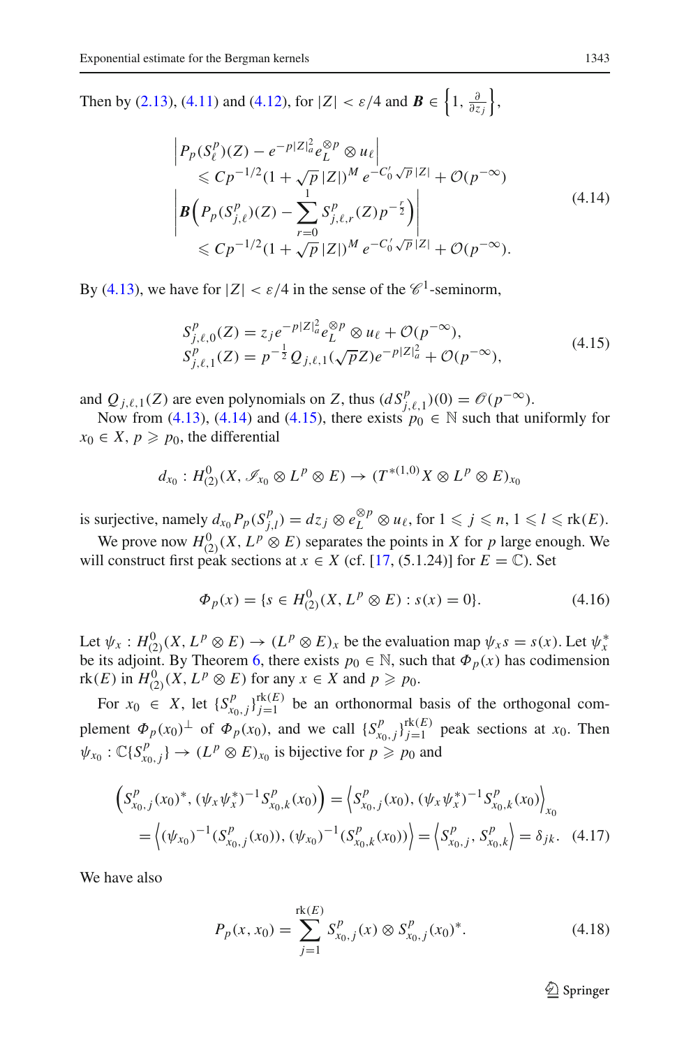Then by (2.13), (4.11) and (4.12), for $|Z| < \varepsilon/4$ and $\boldsymbol{B} \in \left\{1, \frac{\partial}{\partial z_j}\right\}$,

$$
\begin{aligned}
&\left| P_p(S^p_\ell)(Z) - e^{-p|Z|^2_a} e_L^{\otimes p} \otimes u_\ell \right| \\
&\quad \leqslant C p^{-1/2} (1 + \sqrt{p}\,|Z|)^M \, e^{-C_0' \sqrt{p}\,|Z|} + \mathcal{O}(p^{-\infty}) \\
&\left| \boldsymbol{B}\Big( P_p(S^p_{j,\ell})(Z) - \sum_{r=0}^{1} S^p_{j,\ell,r}(Z) p^{-\frac{r}{2}} \Big) \right| \\
&\quad \leqslant C p^{-1/2} (1 + \sqrt{p}\,|Z|)^M \, e^{-C_0' \sqrt{p}\,|Z|} + \mathcal{O}(p^{-\infty}).
\end{aligned}
\tag{4.14}
$$

By (4.13), we have for $|Z| < \varepsilon/4$ in the sense of the $\mathscr{C}^1$-seminorm,

$$
\begin{aligned}
S^p_{j,\ell,0}(Z) &= z_j e^{-p|Z|^2_a} e_L^{\otimes p} \otimes u_\ell + \mathcal{O}(p^{-\infty}), \\
S^p_{j,\ell,1}(Z) &= p^{-\frac{1}{2}} Q_{j,\ell,1}(\sqrt{p} Z) e^{-p|Z|^2_a} + \mathcal{O}(p^{-\infty}),
\end{aligned}
\tag{4.15}
$$

and $Q_{j,\ell,1}(Z)$ are even polynomials on $Z$, thus $(dS^p_{j,\ell,1})(0) = \mathscr{O}(p^{-\infty})$.

Now from (4.13), (4.14) and (4.15), there exists $p_0 \in \mathbb{N}$ such that uniformly for $x_0 \in X$, $p \geqslant p_0$, the differential

$$
d_{x_0} : H^0_{(2)}(X, \mathscr{I}_{x_0} \otimes L^p \otimes E) \to (T^{*(1,0)}X \otimes L^p \otimes E)_{x_0}
$$

is surjective, namely $d_{x_0} P_p(S^p_{j,l}) = dz_j \otimes e_L^{\otimes p} \otimes u_\ell$, for $1 \leqslant j \leqslant n$, $1 \leqslant l \leqslant \mathrm{rk}(E)$.

We prove now $H^0_{(2)}(X, L^p \otimes E)$ separates the points in $X$ for $p$ large enough. We will construct first peak sections at $x \in X$ (cf. [17, (5.1.24)] for $E = \mathbb{C}$). Set

$$
\Phi_p(x) = \{ s \in H^0_{(2)}(X, L^p \otimes E) : s(x) = 0 \}.
\tag{4.16}
$$

Let $\psi_x : H^0_{(2)}(X, L^p \otimes E) \to (L^p \otimes E)_x$ be the evaluation map $\psi_x s = s(x)$. Let $\psi^*_x$ be its adjoint. By Theorem 6, there exists $p_0 \in \mathbb{N}$, such that $\Phi_p(x)$ has codimension $\mathrm{rk}(E)$ in $H^0_{(2)}(X, L^p \otimes E)$ for any $x \in X$ and $p \geqslant p_0$.

For $x_0 \in X$, let $\{S^p_{x_0,j}\}_{j=1}^{\mathrm{rk}(E)}$ be an orthonormal basis of the orthogonal complement $\Phi_p(x_0)^\perp$ of $\Phi_p(x_0)$, and we call $\{S^p_{x_0,j}\}_{j=1}^{\mathrm{rk}(E)}$ peak sections at $x_0$. Then $\psi_{x_0} : \mathbb{C}\{S^p_{x_0,j}\} \to (L^p \otimes E)_{x_0}$ is bijective for $p \geqslant p_0$ and

$$
\begin{aligned}
\Big( S^p_{x_0,j}(x_0)^*, (\psi_x \psi^*_x)^{-1} S^p_{x_0,k}(x_0) \Big) &= \Big\langle S^p_{x_0,j}(x_0), (\psi_x \psi^*_x)^{-1} S^p_{x_0,k}(x_0) \Big\rangle_{x_0} \\
&= \Big\langle (\psi_{x_0})^{-1}(S^p_{x_0,j}(x_0)), (\psi_{x_0})^{-1}(S^p_{x_0,k}(x_0)) \Big\rangle = \Big\langle S^p_{x_0,j}, S^p_{x_0,k} \Big\rangle = \delta_{jk}.
\end{aligned}
\tag{4.17}
$$

We have also

$$
P_p(x, x_0) = \sum_{j=1}^{\mathrm{rk}(E)} S^p_{x_0,j}(x) \otimes S^p_{x_0,j}(x_0)^*.
\tag{4.18}
$$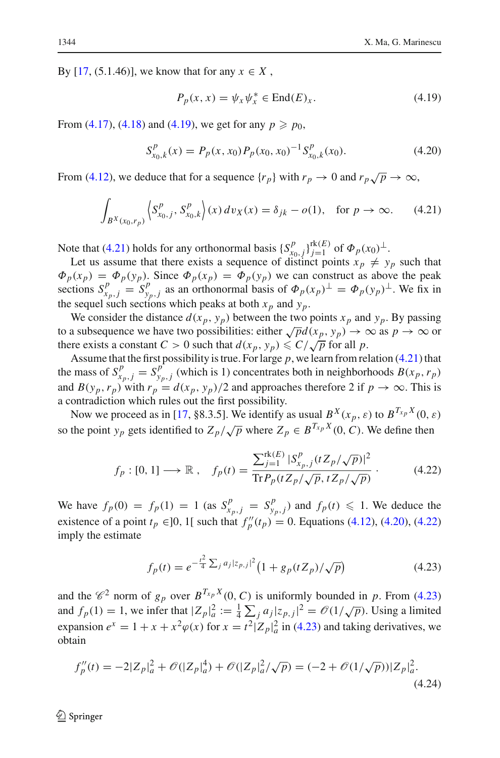By [17, (5.1.46)], we know that for any $x \in X$,

$$P_p(x, x) = \psi_x \psi_x^* \in \mathrm{End}(E)_x. \tag{4.19}$$

From (4.17), (4.18) and (4.19), we get for any $p \geqslant p_0$,

$$S_{x_0,k}^p(x) = P_p(x, x_0) P_p(x_0, x_0)^{-1} S_{x_0,k}^p(x_0). \tag{4.20}$$

From (4.12), we deduce that for a sequence $\{r_p\}$ with $r_p \to 0$ and $r_p \sqrt{p} \to \infty$,

$$\int_{B^X(x_0, r_p)} \left\langle S_{x_0,j}^p, S_{x_0,k}^p \right\rangle (x)\, dv_X(x) = \delta_{jk} - o(1), \quad \text{for } p \to \infty. \tag{4.21}$$

Note that (4.21) holds for any orthonormal basis $\{S_{x_0,j}^p\}_{j=1}^{\mathrm{rk}(E)}$ of $\Phi_p(x_0)^\perp$.

Let us assume that there exists a sequence of distinct points $x_p \neq y_p$ such that $\Phi_p(x_p) = \Phi_p(y_p)$. Since $\Phi_p(x_p) = \Phi_p(y_p)$ we can construct as above the peak sections $S_{x_p,j}^p = S_{y_p,j}^p$ as an orthonormal basis of $\Phi_p(x_p)^\perp = \Phi_p(y_p)^\perp$. We fix in the sequel such sections which peaks at both $x_p$ and $y_p$.

We consider the distance $d(x_p, y_p)$ between the two points $x_p$ and $y_p$. By passing to a subsequence we have two possibilities: either $\sqrt{p}d(x_p, y_p) \to \infty$ as $p \to \infty$ or there exists a constant $C > 0$ such that $d(x_p, y_p) \leqslant C/\sqrt{p}$ for all $p$.

Assume that the first possibility is true. For large $p$, we learn from relation (4.21) that the mass of $S_{x_p,j}^p = S_{y_p,j}^p$ (which is 1) concentrates both in neighborhoods $B(x_p, r_p)$ and $B(y_p, r_p)$ with $r_p = d(x_p, y_p)/2$ and approaches therefore 2 if $p \to \infty$. This is a contradiction which rules out the first possibility.

Now we proceed as in [17, §8.3.5]. We identify as usual $B^X(x_p, \varepsilon)$ to $B^{T_{x_p}X}(0, \varepsilon)$ so the point $y_p$ gets identified to $Z_p/\sqrt{p}$ where $Z_p \in B^{T_{x_p}X}(0, C)$. We define then

$$f_p : [0, 1] \longrightarrow \mathbb{R}, \quad f_p(t) = \frac{\sum_{j=1}^{\mathrm{rk}(E)} |S_{x_p,j}^p(tZ_p/\sqrt{p})|^2}{\mathrm{Tr}\, P_p(tZ_p/\sqrt{p}, tZ_p/\sqrt{p})}\,. \tag{4.22}$$

We have $f_p(0) = f_p(1) = 1$ (as $S_{x_p,j}^p = S_{y_p,j}^p$) and $f_p(t) \leqslant 1$. We deduce the existence of a point $t_p \in ]0, 1[$ such that $f_p''(t_p) = 0$. Equations (4.12), (4.20), (4.22) imply the estimate

$$f_p(t) = e^{-\frac{t^2}{4}\sum_j a_j |z_{p,j}|^2}\big(1 + g_p(tZ_p)/\sqrt{p}\big) \tag{4.23}$$

and the $\mathscr{C}^2$ norm of $g_p$ over $B^{T_{x_p}X}(0, C)$ is uniformly bounded in $p$. From (4.23) and $f_p(1) = 1$, we infer that $|Z_p|_a^2 := \frac{1}{4}\sum_j a_j |z_{p,j}|^2 = \mathscr{O}(1/\sqrt{p})$. Using a limited expansion $e^x = 1 + x + x^2\varphi(x)$ for $x = t^2|Z_p|_a^2$ in (4.23) and taking derivatives, we obtain

$$f_p''(t) = -2|Z_p|_a^2 + \mathscr{O}(|Z_p|_a^4) + \mathscr{O}(|Z_p|_a^2/\sqrt{p}) = (-2 + \mathscr{O}(1/\sqrt{p}))|Z_p|_a^2. \tag{4.24}$$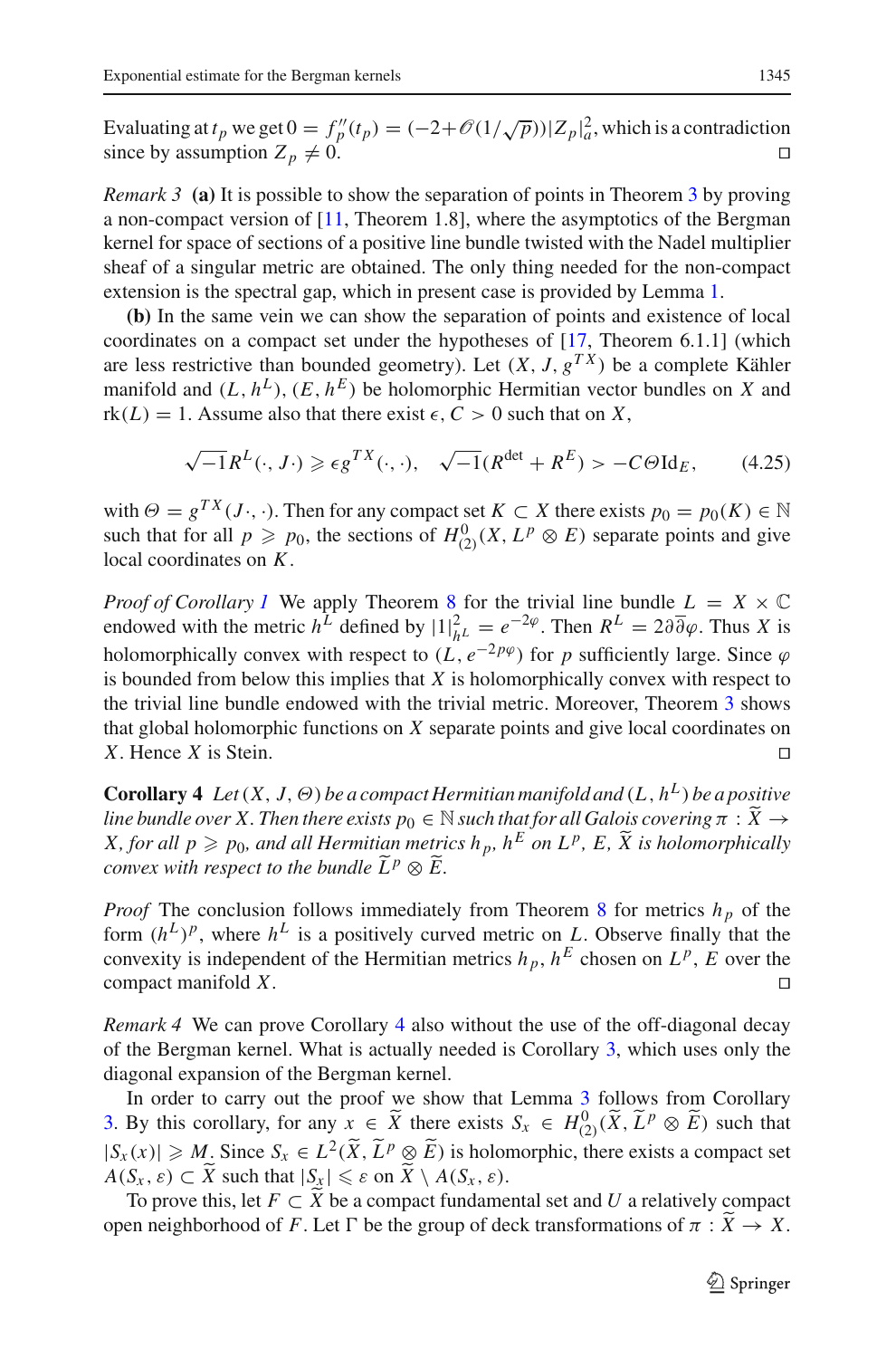Evaluating at $t_p$ we get $0 = f_p''(t_p) = (-2+\mathscr{O}(1/\sqrt{p}))|Z_p|_a^2$, which is a contradiction since by assumption $Z_p \neq 0$. □

*Remark 3* **(a)** It is possible to show the separation of points in Theorem 3 by proving a non-compact version of [11, Theorem 1.8], where the asymptotics of the Bergman kernel for space of sections of a positive line bundle twisted with the Nadel multiplier sheaf of a singular metric are obtained. The only thing needed for the non-compact extension is the spectral gap, which in present case is provided by Lemma 1.

**(b)** In the same vein we can show the separation of points and existence of local coordinates on a compact set under the hypotheses of [17, Theorem 6.1.1] (which are less restrictive than bounded geometry). Let $(X, J, g^{TX})$ be a complete Kähler manifold and $(L, h^L)$, $(E, h^E)$ be holomorphic Hermitian vector bundles on $X$ and $\mathrm{rk}(L) = 1$. Assume also that there exist $\epsilon, C > 0$ such that on $X$,

$$\sqrt{-1}R^L(\cdot, J\cdot) \geqslant \epsilon g^{TX}(\cdot, \cdot), \quad \sqrt{-1}(R^{\det} + R^E) > -C\Theta \mathrm{Id}_E, \tag{4.25}$$

with $\Theta = g^{TX}(J\cdot, \cdot)$. Then for any compact set $K \subset X$ there exists $p_0 = p_0(K) \in \mathbb{N}$ such that for all $p \geqslant p_0$, the sections of $H^0_{(2)}(X, L^p \otimes E)$ separate points and give local coordinates on $K$.

*Proof of Corollary 1* We apply Theorem 8 for the trivial line bundle $L = X \times \mathbb{C}$ endowed with the metric $h^L$ defined by $|1|^2_{h^L} = e^{-2\varphi}$. Then $R^L = 2\partial\overline{\partial}\varphi$. Thus $X$ is holomorphically convex with respect to $(L, e^{-2p\varphi})$ for $p$ sufficiently large. Since $\varphi$ is bounded from below this implies that $X$ is holomorphically convex with respect to the trivial line bundle endowed with the trivial metric. Moreover, Theorem 3 shows that global holomorphic functions on $X$ separate points and give local coordinates on $X$. Hence $X$ is Stein. □

**Corollary 4** *Let $(X, J, \Theta)$ be a compact Hermitian manifold and $(L, h^L)$ be a positive line bundle over $X$. Then there exists $p_0 \in \mathbb{N}$ such that for all Galois covering $\pi : \widetilde{X} \to X$, for all $p \geqslant p_0$, and all Hermitian metrics $h_p$, $h^E$ on $L^p$, $E$, $\widetilde{X}$ is holomorphically convex with respect to the bundle $\widetilde{L}^p \otimes \widetilde{E}$.*

*Proof* The conclusion follows immediately from Theorem 8 for metrics $h_p$ of the form $(h^L)^p$, where $h^L$ is a positively curved metric on $L$. Observe finally that the convexity is independent of the Hermitian metrics $h_p$, $h^E$ chosen on $L^p$, $E$ over the compact manifold $X$. □

*Remark 4* We can prove Corollary 4 also without the use of the off-diagonal decay of the Bergman kernel. What is actually needed is Corollary 3, which uses only the diagonal expansion of the Bergman kernel.

In order to carry out the proof we show that Lemma 3 follows from Corollary 3. By this corollary, for any $x \in \widetilde{X}$ there exists $S_x \in H^0_{(2)}(\widetilde{X}, \widetilde{L}^p \otimes \widetilde{E})$ such that $|S_x(x)| \geqslant M$. Since $S_x \in L^2(\widetilde{X}, \widetilde{L}^p \otimes \widetilde{E})$ is holomorphic, there exists a compact set $A(S_x, \varepsilon) \subset \widetilde{X}$ such that $|S_x| \leqslant \varepsilon$ on $\widetilde{X} \setminus A(S_x, \varepsilon)$.

To prove this, let $F \subset \widetilde{X}$ be a compact fundamental set and $U$ a relatively compact open neighborhood of $F$. Let $\Gamma$ be the group of deck transformations of $\pi : \widetilde{X} \to X$.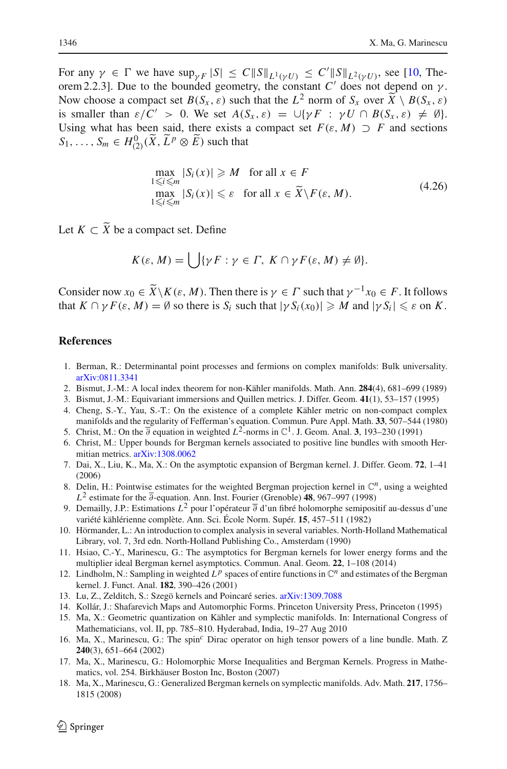For any $\gamma \in \Gamma$ we have $\sup_{\gamma F} |S| \leq C\|S\|_{L^1(\gamma U)} \leq C'\|S\|_{L^2(\gamma U)}$, see [10, Theorem 2.2.3]. Due to the bounded geometry, the constant $C'$ does not depend on $\gamma$. Now choose a compact set $B(S_x, \varepsilon)$ such that the $L^2$ norm of $S_x$ over $\widetilde{X} \setminus B(S_x, \varepsilon)$ is smaller than $\varepsilon/C' > 0$. We set $A(S_x, \varepsilon) = \cup\{\gamma F : \gamma U \cap B(S_x, \varepsilon) \neq \emptyset\}$. Using what has been said, there exists a compact set $F(\varepsilon, M) \supset F$ and sections $S_1, \ldots, S_m \in H^0_{(2)}(\widetilde{X}, \widetilde{L}^p \otimes \widetilde{E})$ such that

$$
\begin{aligned}
&\max_{1\leqslant i\leqslant m} |S_i(x)| \geqslant M \quad \text{for all } x \in F\\
&\max_{1\leqslant i\leqslant m} |S_i(x)| \leqslant \varepsilon \quad \text{for all } x \in \widetilde{X}\setminus F(\varepsilon, M).
\end{aligned}
\tag{4.26}
$$

Let $K \subset \widetilde{X}$ be a compact set. Define

$$
K(\varepsilon, M) = \bigcup\{\gamma F : \gamma \in \Gamma,\ K \cap \gamma F(\varepsilon, M) \neq \emptyset\}.
$$

Consider now $x_0 \in \widetilde{X}\setminus K(\varepsilon, M)$. Then there is $\gamma \in \Gamma$ such that $\gamma^{-1}x_0 \in F$. It follows that $K \cap \gamma F(\varepsilon, M) = \emptyset$ so there is $S_i$ such that $|\gamma S_i(x_0)| \geqslant M$ and $|\gamma S_i| \leqslant \varepsilon$ on $K$.

## References

1. Berman, R.: Determinantal point processes and fermions on complex manifolds: Bulk universality. arXiv:0811.3341
2. Bismut, J.-M.: A local index theorem for non-Kähler manifolds. Math. Ann. **284**(4), 681–699 (1989)
3. Bismut, J.-M.: Equivariant immersions and Quillen metrics. J. Differ. Geom. **41**(1), 53–157 (1995)
4. Cheng, S.-Y., Yau, S.-T.: On the existence of a complete Kähler metric on non-compact complex manifolds and the regularity of Fefferman's equation. Commun. Pure Appl. Math. **33**, 507–544 (1980)
5. Christ, M.: On the $\overline{\partial}$ equation in weighted $L^2$-norms in $\mathbb{C}^1$. J. Geom. Anal. **3**, 193–230 (1991)
6. Christ, M.: Upper bounds for Bergman kernels associated to positive line bundles with smooth Hermitian metrics. arXiv:1308.0062
7. Dai, X., Liu, K., Ma, X.: On the asymptotic expansion of Bergman kernel. J. Differ. Geom. **72**, 1–41 (2006)
8. Delin, H.: Pointwise estimates for the weighted Bergman projection kernel in $\mathbb{C}^n$, using a weighted $L^2$ estimate for the $\overline{\partial}$-equation. Ann. Inst. Fourier (Grenoble) **48**, 967–997 (1998)
9. Demailly, J.P.: Estimations $L^2$ pour l'opérateur $\overline{\partial}$ d'un fibré holomorphe semipositif au-dessus d'une variété kählérienne complète. Ann. Sci. École Norm. Supér. **15**, 457–511 (1982)
10. Hörmander, L.: An introduction to complex analysis in several variables. North-Holland Mathematical Library, vol. 7, 3rd edn. North-Holland Publishing Co., Amsterdam (1990)
11. Hsiao, C.-Y., Marinescu, G.: The asymptotics for Bergman kernels for lower energy forms and the multiplier ideal Bergman kernel asymptotics. Commun. Anal. Geom. **22**, 1–108 (2014)
12. Lindholm, N.: Sampling in weighted $L^p$ spaces of entire functions in $\mathbb{C}^n$ and estimates of the Bergman kernel. J. Funct. Anal. **182**, 390–426 (2001)
13. Lu, Z., Zelditch, S.: Szegö kernels and Poincaré series. arXiv:1309.7088
14. Kollár, J.: Shafarevich Maps and Automorphic Forms. Princeton University Press, Princeton (1995)
15. Ma, X.: Geometric quantization on Kähler and symplectic manifolds. In: International Congress of Mathematicians, vol. II, pp. 785–810. Hyderabad, India, 19–27 Aug 2010
16. Ma, X., Marinescu, G.: The spin$^c$ Dirac operator on high tensor powers of a line bundle. Math. Z **240**(3), 651–664 (2002)
17. Ma, X., Marinescu, G.: Holomorphic Morse Inequalities and Bergman Kernels. Progress in Mathematics, vol. 254. Birkhäuser Boston Inc, Boston (2007)
18. Ma, X., Marinescu, G.: Generalized Bergman kernels on symplectic manifolds. Adv. Math. **217**, 1756–1815 (2008)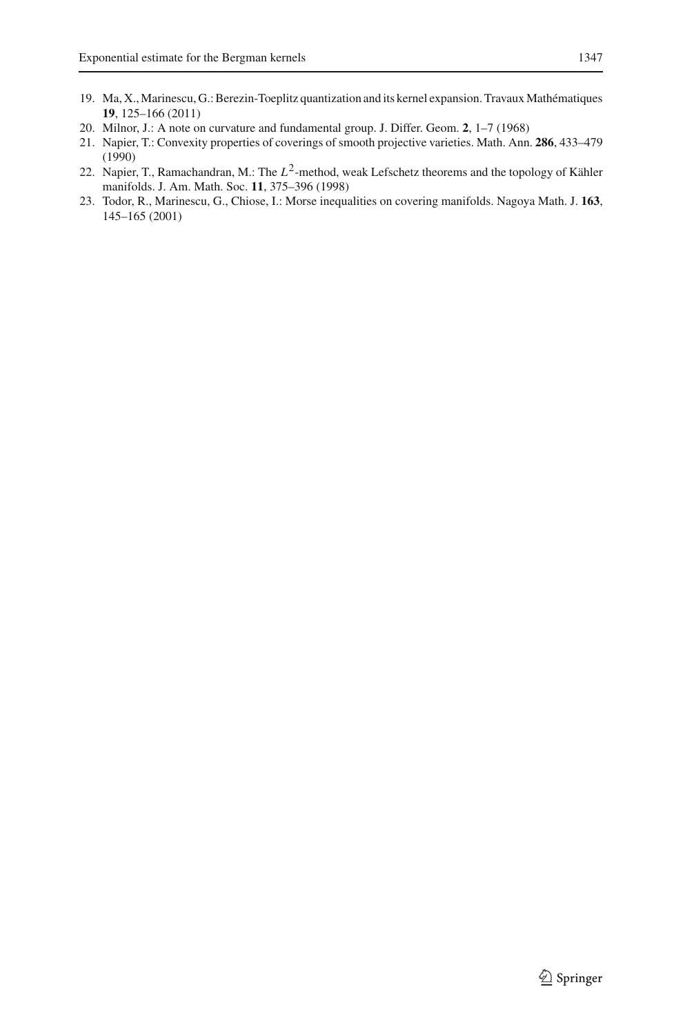19. Ma, X., Marinescu, G.: Berezin-Toeplitz quantization and its kernel expansion. Travaux Mathématiques **19**, 125–166 (2011)
20. Milnor, J.: A note on curvature and fundamental group. J. Differ. Geom. **2**, 1–7 (1968)
21. Napier, T.: Convexity properties of coverings of smooth projective varieties. Math. Ann. **286**, 433–479 (1990)
22. Napier, T., Ramachandran, M.: The $L^2$-method, weak Lefschetz theorems and the topology of Kähler manifolds. J. Am. Math. Soc. **11**, 375–396 (1998)
23. Todor, R., Marinescu, G., Chiose, I.: Morse inequalities on covering manifolds. Nagoya Math. J. **163**, 145–165 (2001)